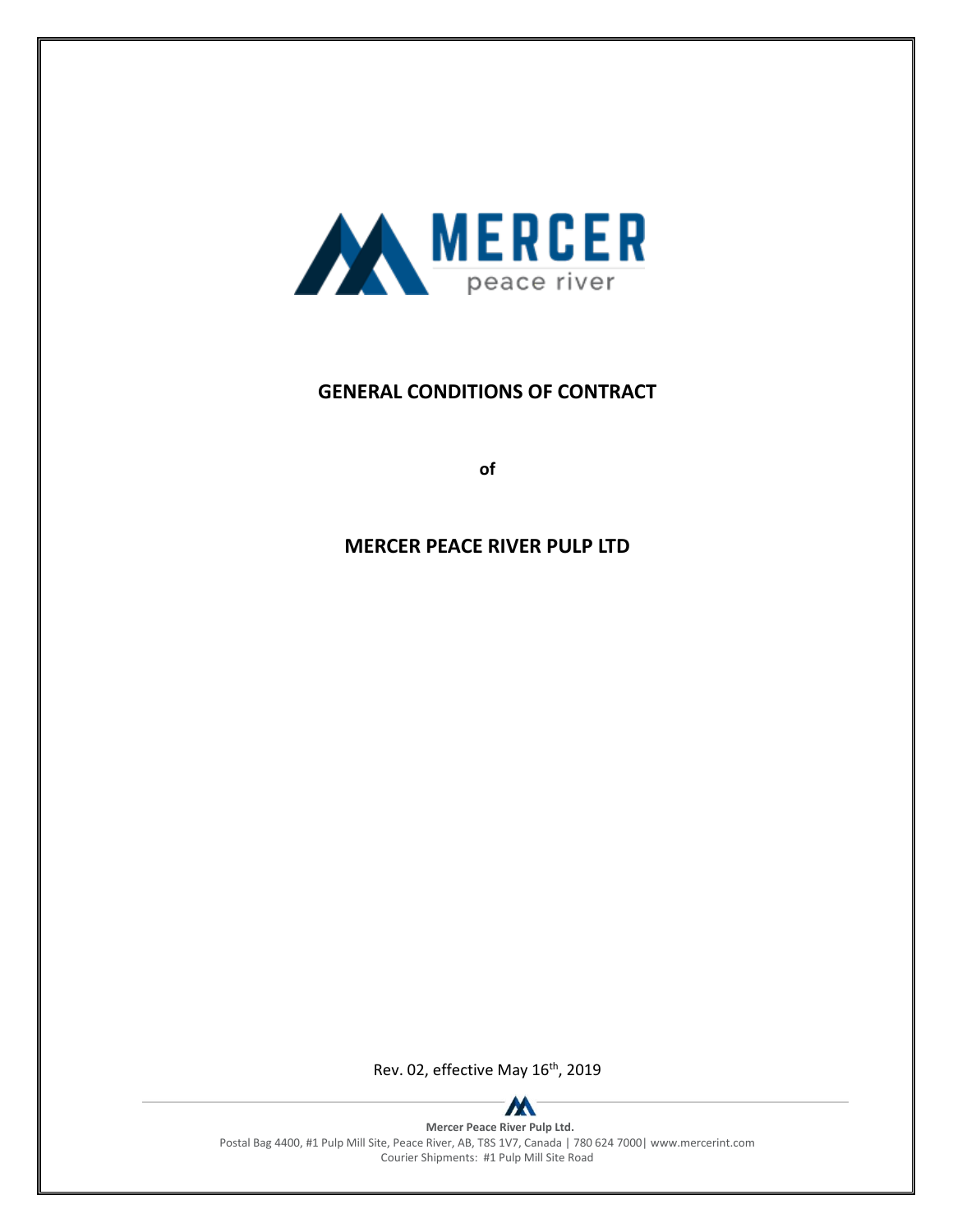# GENERAL CONDITIONS OF CONTRACT

**of**

## MERCER PEACE RIVER PULP LTD

Rev. 02, effective May 16th, 2019

**Mercer Peace River Pulp Ltd.**
Postal Bag 4400, #1 Pulp Mill Site, Peace River, AB, T8S 1V7, Canada | 780 624 7000| www.mercerint.com
Courier Shipments: #1 Pulp Mill Site Road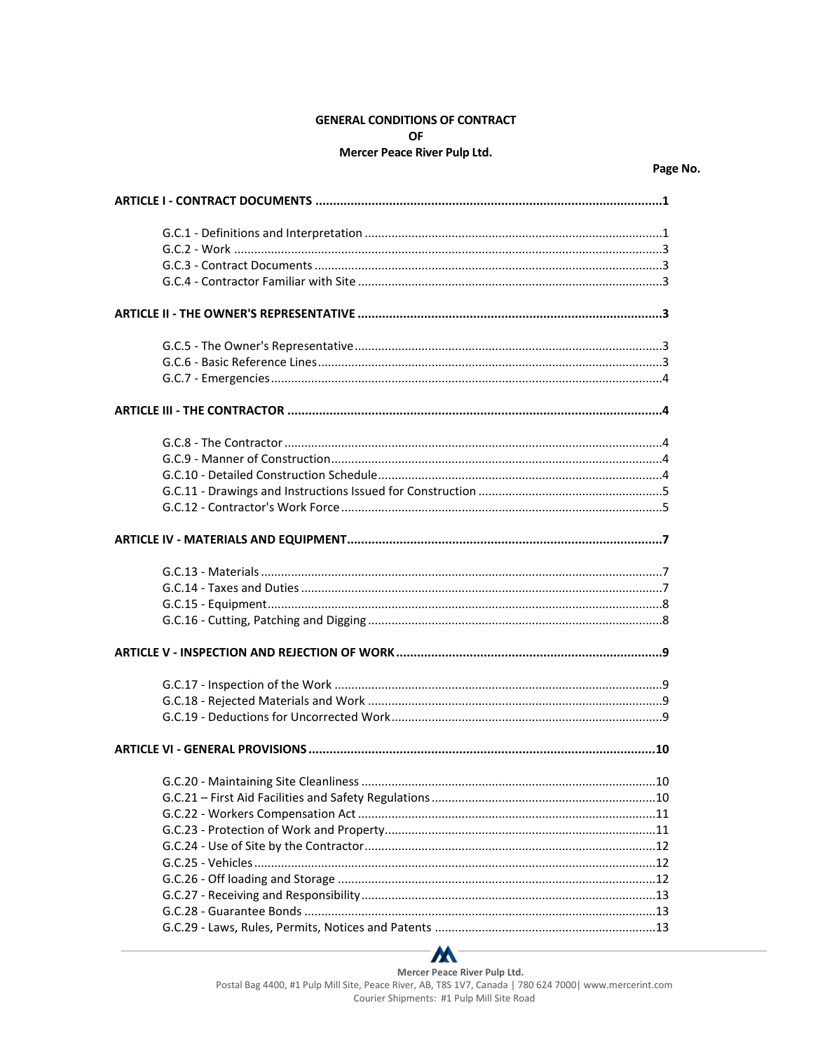**GENERAL CONDITIONS OF CONTRACT**
**OF**
**Mercer Peace River Pulp Ltd.**

| | Page No. |
|---|---|
| **ARTICLE I - CONTRACT DOCUMENTS** | **1** |
| G.C.1 - Definitions and Interpretation | 1 |
| G.C.2 - Work | 3 |
| G.C.3 - Contract Documents | 3 |
| G.C.4 - Contractor Familiar with Site | 3 |
| **ARTICLE II - THE OWNER'S REPRESENTATIVE** | **3** |
| G.C.5 - The Owner's Representative | 3 |
| G.C.6 - Basic Reference Lines | 3 |
| G.C.7 - Emergencies | 4 |
| **ARTICLE III - THE CONTRACTOR** | **4** |
| G.C.8 - The Contractor | 4 |
| G.C.9 - Manner of Construction | 4 |
| G.C.10 - Detailed Construction Schedule | 4 |
| G.C.11 - Drawings and Instructions Issued for Construction | 5 |
| G.C.12 - Contractor's Work Force | 5 |
| **ARTICLE IV - MATERIALS AND EQUIPMENT** | **7** |
| G.C.13 - Materials | 7 |
| G.C.14 - Taxes and Duties | 7 |
| G.C.15 - Equipment | 8 |
| G.C.16 - Cutting, Patching and Digging | 8 |
| **ARTICLE V - INSPECTION AND REJECTION OF WORK** | **9** |
| G.C.17 - Inspection of the Work | 9 |
| G.C.18 - Rejected Materials and Work | 9 |
| G.C.19 - Deductions for Uncorrected Work | 9 |
| **ARTICLE VI - GENERAL PROVISIONS** | **10** |
| G.C.20 - Maintaining Site Cleanliness | 10 |
| G.C.21 – First Aid Facilities and Safety Regulations | 10 |
| G.C.22 - Workers Compensation Act | 11 |
| G.C.23 - Protection of Work and Property | 11 |
| G.C.24 - Use of Site by the Contractor | 12 |
| G.C.25 - Vehicles | 12 |
| G.C.26 - Off loading and Storage | 12 |
| G.C.27 - Receiving and Responsibility | 13 |
| G.C.28 - Guarantee Bonds | 13 |
| G.C.29 - Laws, Rules, Permits, Notices and Patents | 13 |

Mercer Peace River Pulp Ltd.
Postal Bag 4400, #1 Pulp Mill Site, Peace River, AB, T8S 1V7, Canada | 780 624 7000| www.mercerint.com
Courier Shipments: #1 Pulp Mill Site Road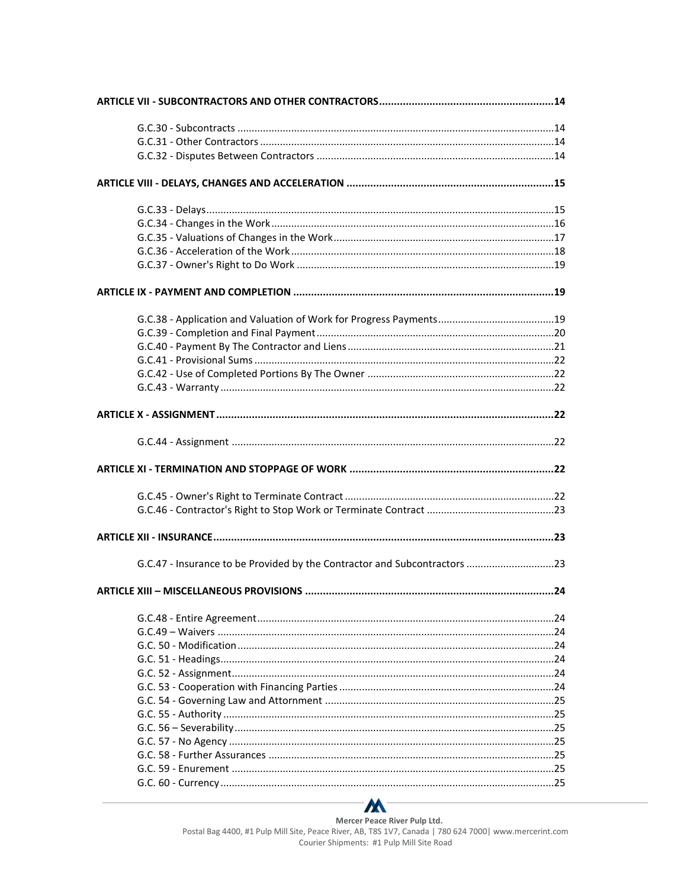**ARTICLE VII - SUBCONTRACTORS AND OTHER CONTRACTORS....................14**

G.C.30 - Subcontracts....................14
G.C.31 - Other Contractors....................14
G.C.32 - Disputes Between Contractors....................14

**ARTICLE VIII - DELAYS, CHANGES AND ACCELERATION....................15**

G.C.33 - Delays....................15
G.C.34 - Changes in the Work....................16
G.C.35 - Valuations of Changes in the Work....................17
G.C.36 - Acceleration of the Work....................18
G.C.37 - Owner's Right to Do Work....................19

**ARTICLE IX - PAYMENT AND COMPLETION....................19**

G.C.38 - Application and Valuation of Work for Progress Payments....................19
G.C.39 - Completion and Final Payment....................20
G.C.40 - Payment By The Contractor and Liens....................21
G.C.41 - Provisional Sums....................22
G.C.42 - Use of Completed Portions By The Owner....................22
G.C.43 - Warranty....................22

**ARTICLE X - ASSIGNMENT....................22**

G.C.44 - Assignment....................22

**ARTICLE XI - TERMINATION AND STOPPAGE OF WORK....................22**

G.C.45 - Owner's Right to Terminate Contract....................22
G.C.46 - Contractor's Right to Stop Work or Terminate Contract....................23

**ARTICLE XII - INSURANCE....................23**

G.C.47 - Insurance to be Provided by the Contractor and Subcontractors....................23

**ARTICLE XIII – MISCELLANEOUS PROVISIONS....................24**

G.C.48 - Entire Agreement....................24
G.C.49 – Waivers....................24
G.C. 50 - Modification....................24
G.C. 51 - Headings....................24
G.C. 52 - Assignment....................24
G.C. 53 - Cooperation with Financing Parties....................24
G.C. 54 - Governing Law and Attornment....................25
G.C. 55 - Authority....................25
G.C. 56 – Severability....................25
G.C. 57 - No Agency....................25
G.C. 58 - Further Assurances....................25
G.C. 59 - Enurement....................25
G.C. 60 - Currency....................25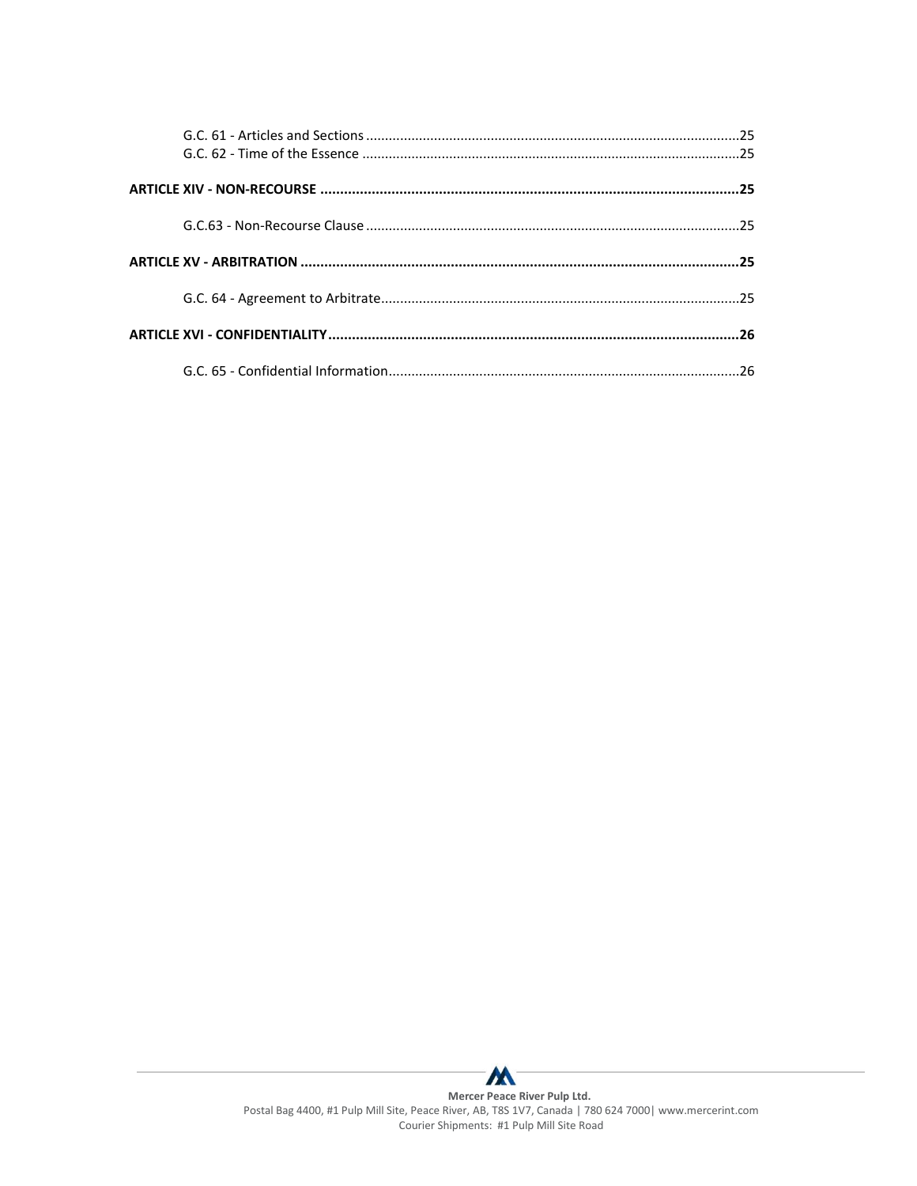G.C. 61 - Articles and Sections ..................................................................................................25
G.C. 62 - Time of the Essence ...................................................................................................25

**ARTICLE XIV - NON-RECOURSE ........................................................................................................25**

G.C.63 - Non-Recourse Clause ..................................................................................................25

**ARTICLE XV - ARBITRATION ..............................................................................................................25**

G.C. 64 - Agreement to Arbitrate..............................................................................................25

**ARTICLE XVI - CONFIDENTIALITY.......................................................................................................26**

G.C. 65 - Confidential Information............................................................................................26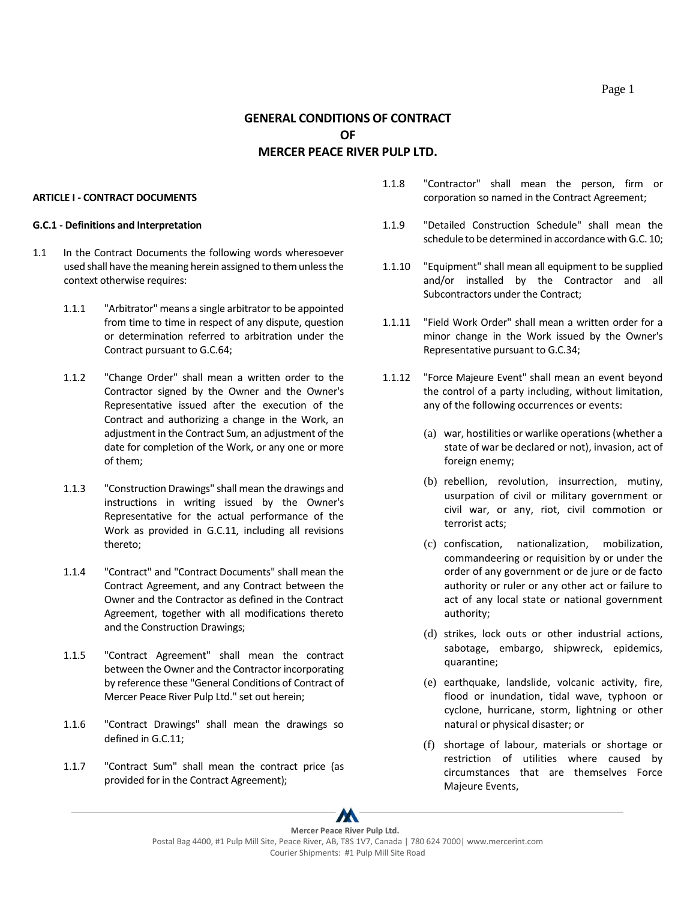# GENERAL CONDITIONS OF CONTRACT OF MERCER PEACE RIVER PULP LTD.

## ARTICLE I - CONTRACT DOCUMENTS

### G.C.1 - Definitions and Interpretation

1.1 In the Contract Documents the following words wheresoever used shall have the meaning herein assigned to them unless the context otherwise requires:

1.1.1 "Arbitrator" means a single arbitrator to be appointed from time to time in respect of any dispute, question or determination referred to arbitration under the Contract pursuant to G.C.64;

1.1.2 "Change Order" shall mean a written order to the Contractor signed by the Owner and the Owner's Representative issued after the execution of the Contract and authorizing a change in the Work, an adjustment in the Contract Sum, an adjustment of the date for completion of the Work, or any one or more of them;

1.1.3 "Construction Drawings" shall mean the drawings and instructions in writing issued by the Owner's Representative for the actual performance of the Work as provided in G.C.11, including all revisions thereto;

1.1.4 "Contract" and "Contract Documents" shall mean the Contract Agreement, and any Contract between the Owner and the Contractor as defined in the Contract Agreement, together with all modifications thereto and the Construction Drawings;

1.1.5 "Contract Agreement" shall mean the contract between the Owner and the Contractor incorporating by reference these "General Conditions of Contract of Mercer Peace River Pulp Ltd." set out herein;

1.1.6 "Contract Drawings" shall mean the drawings so defined in G.C.11;

1.1.7 "Contract Sum" shall mean the contract price (as provided for in the Contract Agreement);

1.1.8 "Contractor" shall mean the person, firm or corporation so named in the Contract Agreement;

1.1.9 "Detailed Construction Schedule" shall mean the schedule to be determined in accordance with G.C. 10;

1.1.10 "Equipment" shall mean all equipment to be supplied and/or installed by the Contractor and all Subcontractors under the Contract;

1.1.11 "Field Work Order" shall mean a written order for a minor change in the Work issued by the Owner's Representative pursuant to G.C.34;

1.1.12 "Force Majeure Event" shall mean an event beyond the control of a party including, without limitation, any of the following occurrences or events:

(a) war, hostilities or warlike operations (whether a state of war be declared or not), invasion, act of foreign enemy;

(b) rebellion, revolution, insurrection, mutiny, usurpation of civil or military government or civil war, or any, riot, civil commotion or terrorist acts;

(c) confiscation, nationalization, mobilization, commandeering or requisition by or under the order of any government or de jure or de facto authority or ruler or any other act or failure to act of any local state or national government authority;

(d) strikes, lock outs or other industrial actions, sabotage, embargo, shipwreck, epidemics, quarantine;

(e) earthquake, landslide, volcanic activity, fire, flood or inundation, tidal wave, typhoon or cyclone, hurricane, storm, lightning or other natural or physical disaster; or

(f) shortage of labour, materials or shortage or restriction of utilities where caused by circumstances that are themselves Force Majeure Events,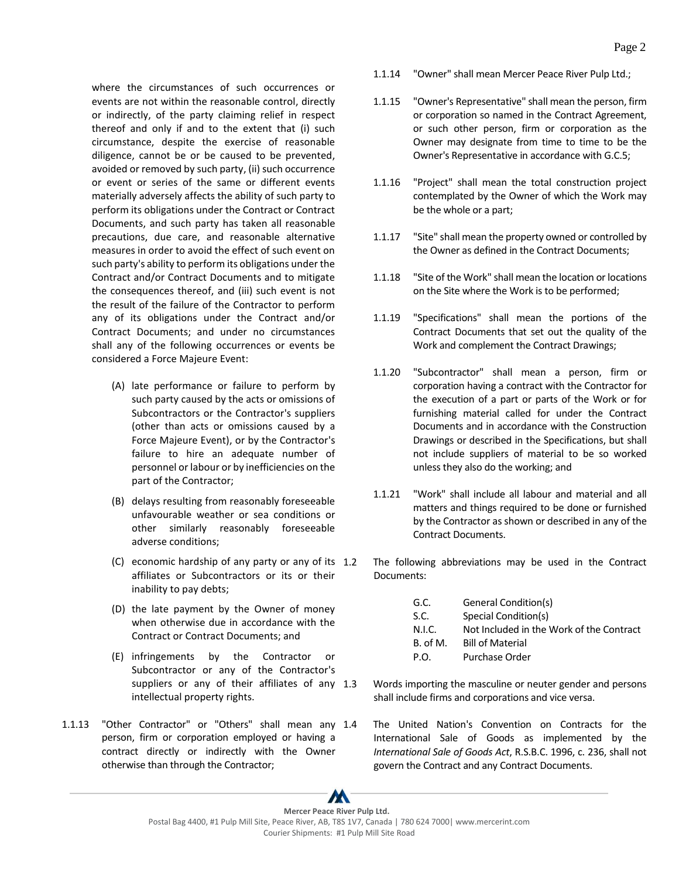where the circumstances of such occurrences or events are not within the reasonable control, directly or indirectly, of the party claiming relief in respect thereof and only if and to the extent that (i) such circumstance, despite the exercise of reasonable diligence, cannot be or be caused to be prevented, avoided or removed by such party, (ii) such occurrence or event or series of the same or different events materially adversely affects the ability of such party to perform its obligations under the Contract or Contract Documents, and such party has taken all reasonable precautions, due care, and reasonable alternative measures in order to avoid the effect of such event on such party's ability to perform its obligations under the Contract and/or Contract Documents and to mitigate the consequences thereof, and (iii) such event is not the result of the failure of the Contractor to perform any of its obligations under the Contract and/or Contract Documents; and under no circumstances shall any of the following occurrences or events be considered a Force Majeure Event:

(A) late performance or failure to perform by such party caused by the acts or omissions of Subcontractors or the Contractor's suppliers (other than acts or omissions caused by a Force Majeure Event), or by the Contractor's failure to hire an adequate number of personnel or labour or by inefficiencies on the part of the Contractor;

(B) delays resulting from reasonably foreseeable unfavourable weather or sea conditions or other similarly reasonably foreseeable adverse conditions;

(C) economic hardship of any party or any of its affiliates or Subcontractors or its or their inability to pay debts;

(D) the late payment by the Owner of money when otherwise due in accordance with the Contract or Contract Documents; and

(E) infringements by the Contractor or Subcontractor or any of the Contractor's suppliers or any of their affiliates of any intellectual property rights.

1.1.13 "Other Contractor" or "Others" shall mean any person, firm or corporation employed or having a contract directly or indirectly with the Owner otherwise than through the Contractor;

1.1.14 "Owner" shall mean Mercer Peace River Pulp Ltd.;

1.1.15 "Owner's Representative" shall mean the person, firm or corporation so named in the Contract Agreement, or such other person, firm or corporation as the Owner may designate from time to time to be the Owner's Representative in accordance with G.C.5;

1.1.16 "Project" shall mean the total construction project contemplated by the Owner of which the Work may be the whole or a part;

1.1.17 "Site" shall mean the property owned or controlled by the Owner as defined in the Contract Documents;

1.1.18 "Site of the Work" shall mean the location or locations on the Site where the Work is to be performed;

1.1.19 "Specifications" shall mean the portions of the Contract Documents that set out the quality of the Work and complement the Contract Drawings;

1.1.20 "Subcontractor" shall mean a person, firm or corporation having a contract with the Contractor for the execution of a part or parts of the Work or for furnishing material called for under the Contract Documents and in accordance with the Construction Drawings or described in the Specifications, but shall not include suppliers of material to be so worked unless they also do the working; and

1.1.21 "Work" shall include all labour and material and all matters and things required to be done or furnished by the Contractor as shown or described in any of the Contract Documents.

1.2 The following abbreviations may be used in the Contract Documents:

| | |
|---|---|
| G.C. | General Condition(s) |
| S.C. | Special Condition(s) |
| N.I.C. | Not Included in the Work of the Contract |
| B. of M. | Bill of Material |
| P.O. | Purchase Order |

1.3 Words importing the masculine or neuter gender and persons shall include firms and corporations and vice versa.

1.4 The United Nation's Convention on Contracts for the International Sale of Goods as implemented by the *International Sale of Goods Act*, R.S.B.C. 1996, c. 236, shall not govern the Contract and any Contract Documents.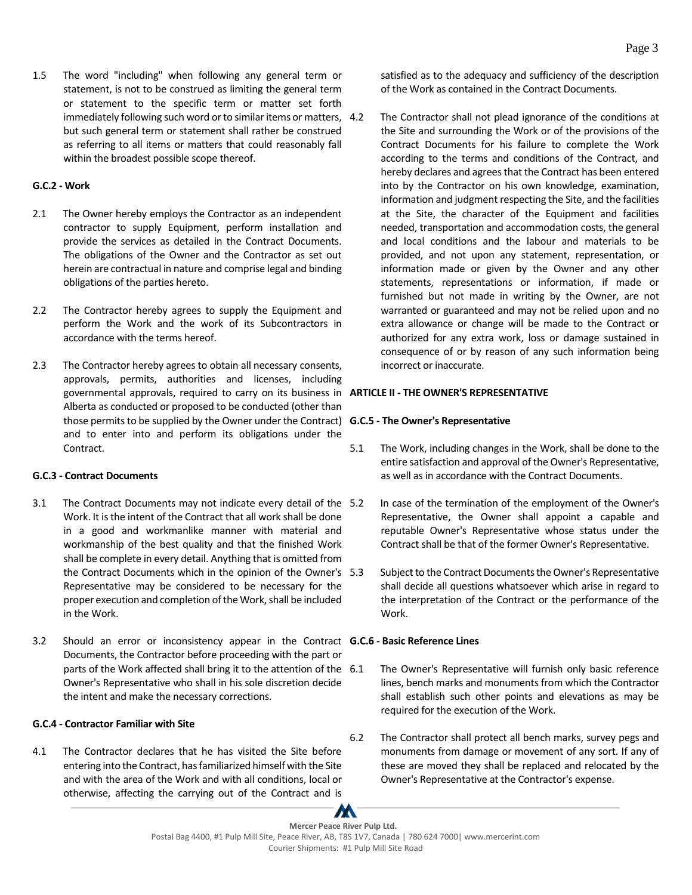1.5 The word "including" when following any general term or statement, is not to be construed as limiting the general term or statement to the specific term or matter set forth immediately following such word or to similar items or matters, but such general term or statement shall rather be construed as referring to all items or matters that could reasonably fall within the broadest possible scope thereof.

**G.C.2 - Work**

2.1 The Owner hereby employs the Contractor as an independent contractor to supply Equipment, perform installation and provide the services as detailed in the Contract Documents. The obligations of the Owner and the Contractor as set out herein are contractual in nature and comprise legal and binding obligations of the parties hereto.

2.2 The Contractor hereby agrees to supply the Equipment and perform the Work and the work of its Subcontractors in accordance with the terms hereof.

2.3 The Contractor hereby agrees to obtain all necessary consents, approvals, permits, authorities and licenses, including governmental approvals, required to carry on its business in Alberta as conducted or proposed to be conducted (other than those permits to be supplied by the Owner under the Contract) and to enter into and perform its obligations under the Contract.

**G.C.3 - Contract Documents**

3.1 The Contract Documents may not indicate every detail of the Work. It is the intent of the Contract that all work shall be done in a good and workmanlike manner with material and workmanship of the best quality and that the finished Work shall be complete in every detail. Anything that is omitted from the Contract Documents which in the opinion of the Owner's Representative may be considered to be necessary for the proper execution and completion of the Work, shall be included in the Work.

3.2 Should an error or inconsistency appear in the Contract Documents, the Contractor before proceeding with the part or parts of the Work affected shall bring it to the attention of the Owner's Representative who shall in his sole discretion decide the intent and make the necessary corrections.

**G.C.4 - Contractor Familiar with Site**

4.1 The Contractor declares that he has visited the Site before entering into the Contract, has familiarized himself with the Site and with the area of the Work and with all conditions, local or otherwise, affecting the carrying out of the Contract and is satisfied as to the adequacy and sufficiency of the description of the Work as contained in the Contract Documents.

4.2 The Contractor shall not plead ignorance of the conditions at the Site and surrounding the Work or of the provisions of the Contract Documents for his failure to complete the Work according to the terms and conditions of the Contract, and hereby declares and agrees that the Contract has been entered into by the Contractor on his own knowledge, examination, information and judgment respecting the Site, and the facilities at the Site, the character of the Equipment and facilities needed, transportation and accommodation costs, the general and local conditions and the labour and materials to be provided, and not upon any statement, representation, or information made or given by the Owner and any other statements, representations or information, if made or furnished but not made in writing by the Owner, are not warranted or guaranteed and may not be relied upon and no extra allowance or change will be made to the Contract or authorized for any extra work, loss or damage sustained in consequence of or by reason of any such information being incorrect or inaccurate.

**ARTICLE II - THE OWNER'S REPRESENTATIVE**

**G.C.5 - The Owner's Representative**

5.1 The Work, including changes in the Work, shall be done to the entire satisfaction and approval of the Owner's Representative, as well as in accordance with the Contract Documents.

5.2 In case of the termination of the employment of the Owner's Representative, the Owner shall appoint a capable and reputable Owner's Representative whose status under the Contract shall be that of the former Owner's Representative.

5.3 Subject to the Contract Documents the Owner's Representative shall decide all questions whatsoever which arise in regard to the interpretation of the Contract or the performance of the Work.

**G.C.6 - Basic Reference Lines**

6.1 The Owner's Representative will furnish only basic reference lines, bench marks and monuments from which the Contractor shall establish such other points and elevations as may be required for the execution of the Work.

6.2 The Contractor shall protect all bench marks, survey pegs and monuments from damage or movement of any sort. If any of these are moved they shall be replaced and relocated by the Owner's Representative at the Contractor's expense.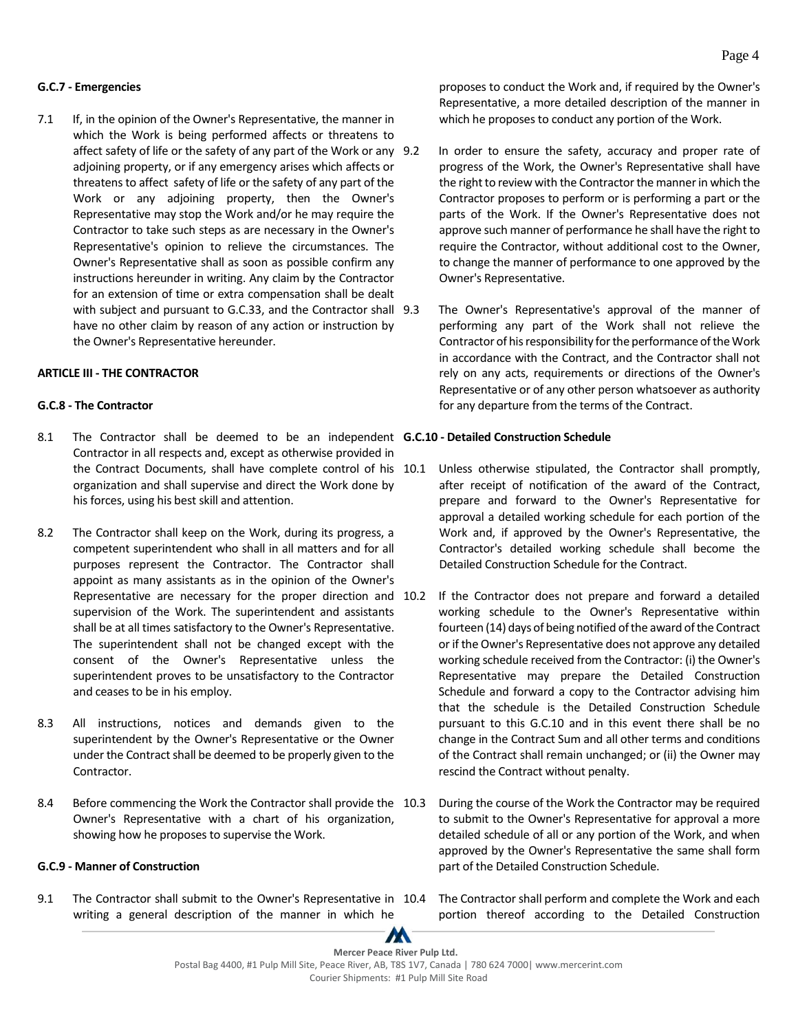**G.C.7 - Emergencies**

7.1 If, in the opinion of the Owner's Representative, the manner in which the Work is being performed affects or threatens to affect safety of life or the safety of any part of the Work or any adjoining property, or if any emergency arises which affects or threatens to affect safety of life or the safety of any part of the Work or any adjoining property, then the Owner's Representative may stop the Work and/or he may require the Contractor to take such steps as are necessary in the Owner's Representative's opinion to relieve the circumstances. The Owner's Representative shall as soon as possible confirm any instructions hereunder in writing. Any claim by the Contractor for an extension of time or extra compensation shall be dealt with subject and pursuant to G.C.33, and the Contractor shall have no other claim by reason of any action or instruction by the Owner's Representative hereunder.

**ARTICLE III - THE CONTRACTOR**

**G.C.8 - The Contractor**

8.1 The Contractor shall be deemed to be an independent Contractor in all respects and, except as otherwise provided in the Contract Documents, shall have complete control of his organization and shall supervise and direct the Work done by his forces, using his best skill and attention.

8.2 The Contractor shall keep on the Work, during its progress, a competent superintendent who shall in all matters and for all purposes represent the Contractor. The Contractor shall appoint as many assistants as in the opinion of the Owner's Representative are necessary for the proper direction and supervision of the Work. The superintendent and assistants shall be at all times satisfactory to the Owner's Representative. The superintendent shall not be changed except with the consent of the Owner's Representative unless the superintendent proves to be unsatisfactory to the Contractor and ceases to be in his employ.

8.3 All instructions, notices and demands given to the superintendent by the Owner's Representative or the Owner under the Contract shall be deemed to be properly given to the Contractor.

8.4 Before commencing the Work the Contractor shall provide the Owner's Representative with a chart of his organization, showing how he proposes to supervise the Work.

**G.C.9 - Manner of Construction**

9.1 The Contractor shall submit to the Owner's Representative in writing a general description of the manner in which he proposes to conduct the Work and, if required by the Owner's Representative, a more detailed description of the manner in which he proposes to conduct any portion of the Work.

9.2 In order to ensure the safety, accuracy and proper rate of progress of the Work, the Owner's Representative shall have the right to review with the Contractor the manner in which the Contractor proposes to perform or is performing a part or the parts of the Work. If the Owner's Representative does not approve such manner of performance he shall have the right to require the Contractor, without additional cost to the Owner, to change the manner of performance to one approved by the Owner's Representative.

9.3 The Owner's Representative's approval of the manner of performing any part of the Work shall not relieve the Contractor of his responsibility for the performance of the Work in accordance with the Contract, and the Contractor shall not rely on any acts, requirements or directions of the Owner's Representative or of any other person whatsoever as authority for any departure from the terms of the Contract.

**G.C.10 - Detailed Construction Schedule**

10.1 Unless otherwise stipulated, the Contractor shall promptly, after receipt of notification of the award of the Contract, prepare and forward to the Owner's Representative for approval a detailed working schedule for each portion of the Work and, if approved by the Owner's Representative, the Contractor's detailed working schedule shall become the Detailed Construction Schedule for the Contract.

10.2 If the Contractor does not prepare and forward a detailed working schedule to the Owner's Representative within fourteen (14) days of being notified of the award of the Contract or if the Owner's Representative does not approve any detailed working schedule received from the Contractor: (i) the Owner's Representative may prepare the Detailed Construction Schedule and forward a copy to the Contractor advising him that the schedule is the Detailed Construction Schedule pursuant to this G.C.10 and in this event there shall be no change in the Contract Sum and all other terms and conditions of the Contract shall remain unchanged; or (ii) the Owner may rescind the Contract without penalty.

10.3 During the course of the Work the Contractor may be required to submit to the Owner's Representative for approval a more detailed schedule of all or any portion of the Work, and when approved by the Owner's Representative the same shall form part of the Detailed Construction Schedule.

10.4 The Contractor shall perform and complete the Work and each portion thereof according to the Detailed Construction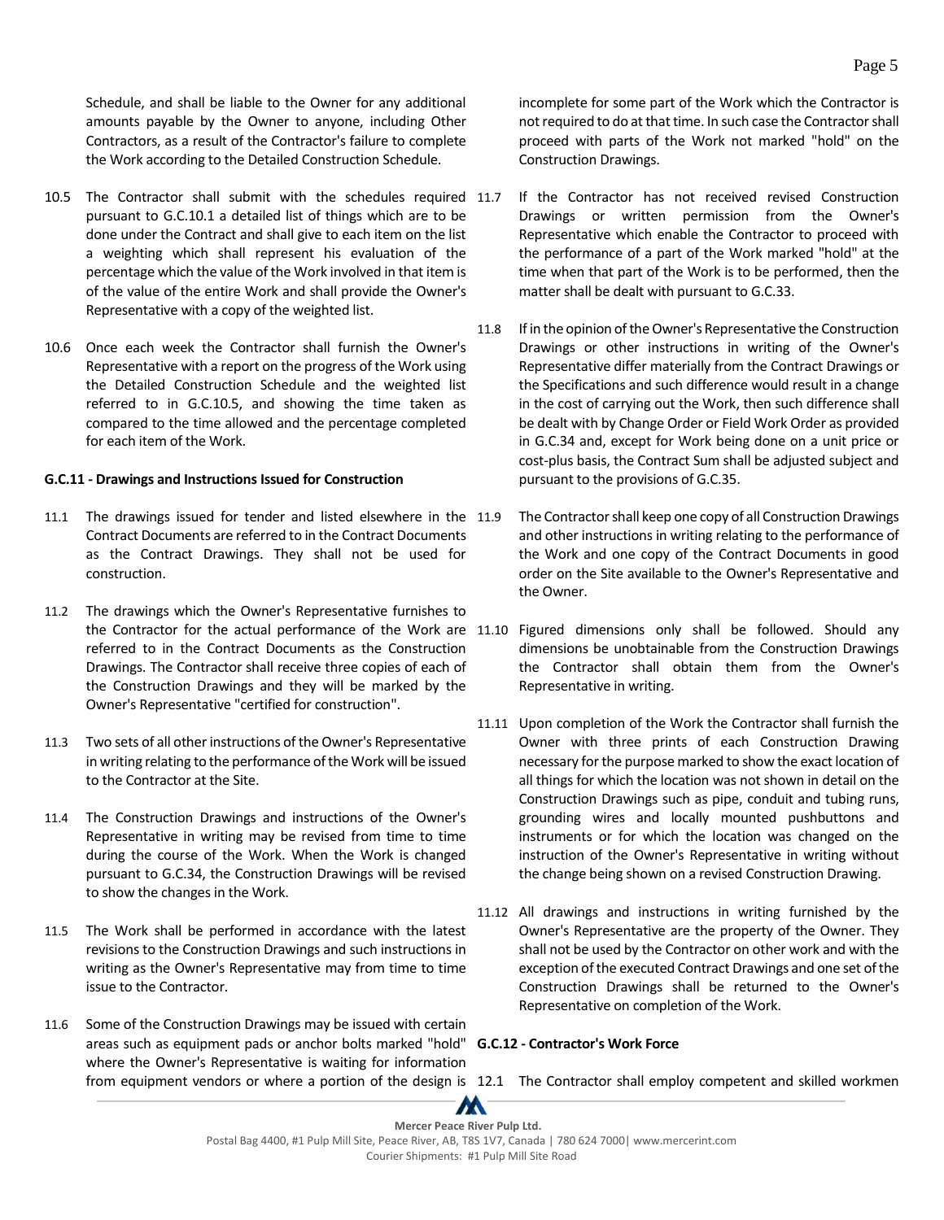Schedule, and shall be liable to the Owner for any additional amounts payable by the Owner to anyone, including Other Contractors, as a result of the Contractor's failure to complete the Work according to the Detailed Construction Schedule.

10.5 The Contractor shall submit with the schedules required pursuant to G.C.10.1 a detailed list of things which are to be done under the Contract and shall give to each item on the list a weighting which shall represent his evaluation of the percentage which the value of the Work involved in that item is of the value of the entire Work and shall provide the Owner's Representative with a copy of the weighted list.

10.6 Once each week the Contractor shall furnish the Owner's Representative with a report on the progress of the Work using the Detailed Construction Schedule and the weighted list referred to in G.C.10.5, and showing the time taken as compared to the time allowed and the percentage completed for each item of the Work.

**G.C.11 - Drawings and Instructions Issued for Construction**

11.1 The drawings issued for tender and listed elsewhere in the Contract Documents are referred to in the Contract Documents as the Contract Drawings. They shall not be used for construction.

11.2 The drawings which the Owner's Representative furnishes to the Contractor for the actual performance of the Work are referred to in the Contract Documents as the Construction Drawings. The Contractor shall receive three copies of each of the Construction Drawings and they will be marked by the Owner's Representative "certified for construction".

11.3 Two sets of all other instructions of the Owner's Representative in writing relating to the performance of the Work will be issued to the Contractor at the Site.

11.4 The Construction Drawings and instructions of the Owner's Representative in writing may be revised from time to time during the course of the Work. When the Work is changed pursuant to G.C.34, the Construction Drawings will be revised to show the changes in the Work.

11.5 The Work shall be performed in accordance with the latest revisions to the Construction Drawings and such instructions in writing as the Owner's Representative may from time to time issue to the Contractor.

11.6 Some of the Construction Drawings may be issued with certain areas such as equipment pads or anchor bolts marked "hold" where the Owner's Representative is waiting for information from equipment vendors or where a portion of the design is incomplete for some part of the Work which the Contractor is not required to do at that time. In such case the Contractor shall proceed with parts of the Work not marked "hold" on the Construction Drawings.

11.7 If the Contractor has not received revised Construction Drawings or written permission from the Owner's Representative which enable the Contractor to proceed with the performance of a part of the Work marked "hold" at the time when that part of the Work is to be performed, then the matter shall be dealt with pursuant to G.C.33.

11.8 If in the opinion of the Owner's Representative the Construction Drawings or other instructions in writing of the Owner's Representative differ materially from the Contract Drawings or the Specifications and such difference would result in a change in the cost of carrying out the Work, then such difference shall be dealt with by Change Order or Field Work Order as provided in G.C.34 and, except for Work being done on a unit price or cost-plus basis, the Contract Sum shall be adjusted subject and pursuant to the provisions of G.C.35.

11.9 The Contractor shall keep one copy of all Construction Drawings and other instructions in writing relating to the performance of the Work and one copy of the Contract Documents in good order on the Site available to the Owner's Representative and the Owner.

11.10 Figured dimensions only shall be followed. Should any dimensions be unobtainable from the Construction Drawings the Contractor shall obtain them from the Owner's Representative in writing.

11.11 Upon completion of the Work the Contractor shall furnish the Owner with three prints of each Construction Drawing necessary for the purpose marked to show the exact location of all things for which the location was not shown in detail on the Construction Drawings such as pipe, conduit and tubing runs, grounding wires and locally mounted pushbuttons and instruments or for which the location was changed on the instruction of the Owner's Representative in writing without the change being shown on a revised Construction Drawing.

11.12 All drawings and instructions in writing furnished by the Owner's Representative are the property of the Owner. They shall not be used by the Contractor on other work and with the exception of the executed Contract Drawings and one set of the Construction Drawings shall be returned to the Owner's Representative on completion of the Work.

**G.C.12 - Contractor's Work Force**

12.1 The Contractor shall employ competent and skilled workmen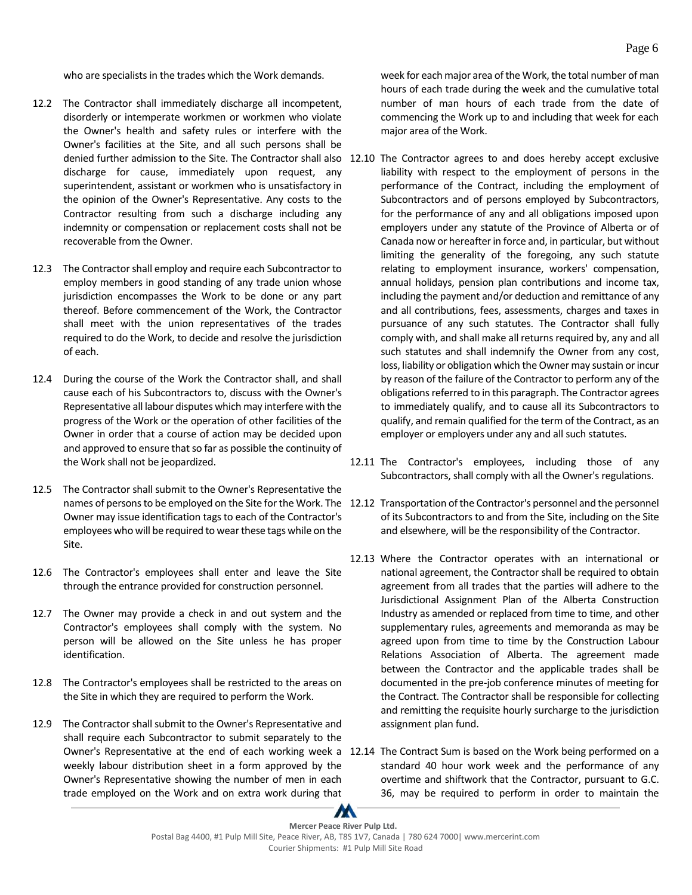who are specialists in the trades which the Work demands.

12.2 The Contractor shall immediately discharge all incompetent, disorderly or intemperate workmen or workmen who violate the Owner's health and safety rules or interfere with the Owner's facilities at the Site, and all such persons shall be denied further admission to the Site. The Contractor shall also discharge for cause, immediately upon request, any superintendent, assistant or workmen who is unsatisfactory in the opinion of the Owner's Representative. Any costs to the Contractor resulting from such a discharge including any indemnity or compensation or replacement costs shall not be recoverable from the Owner.

12.3 The Contractor shall employ and require each Subcontractor to employ members in good standing of any trade union whose jurisdiction encompasses the Work to be done or any part thereof. Before commencement of the Work, the Contractor shall meet with the union representatives of the trades required to do the Work, to decide and resolve the jurisdiction of each.

12.4 During the course of the Work the Contractor shall, and shall cause each of his Subcontractors to, discuss with the Owner's Representative all labour disputes which may interfere with the progress of the Work or the operation of other facilities of the Owner in order that a course of action may be decided upon and approved to ensure that so far as possible the continuity of the Work shall not be jeopardized.

12.5 The Contractor shall submit to the Owner's Representative the names of persons to be employed on the Site for the Work. The Owner may issue identification tags to each of the Contractor's employees who will be required to wear these tags while on the Site.

12.6 The Contractor's employees shall enter and leave the Site through the entrance provided for construction personnel.

12.7 The Owner may provide a check in and out system and the Contractor's employees shall comply with the system. No person will be allowed on the Site unless he has proper identification.

12.8 The Contractor's employees shall be restricted to the areas on the Site in which they are required to perform the Work.

12.9 The Contractor shall submit to the Owner's Representative and shall require each Subcontractor to submit separately to the Owner's Representative at the end of each working week a weekly labour distribution sheet in a form approved by the Owner's Representative showing the number of men in each trade employed on the Work and on extra work during that week for each major area of the Work, the total number of man hours of each trade during the week and the cumulative total number of man hours of each trade from the date of commencing the Work up to and including that week for each major area of the Work.

12.10 The Contractor agrees to and does hereby accept exclusive liability with respect to the employment of persons in the performance of the Contract, including the employment of Subcontractors and of persons employed by Subcontractors, for the performance of any and all obligations imposed upon employers under any statute of the Province of Alberta or of Canada now or hereafter in force and, in particular, but without limiting the generality of the foregoing, any such statute relating to employment insurance, workers' compensation, annual holidays, pension plan contributions and income tax, including the payment and/or deduction and remittance of any and all contributions, fees, assessments, charges and taxes in pursuance of any such statutes. The Contractor shall fully comply with, and shall make all returns required by, any and all such statutes and shall indemnify the Owner from any cost, loss, liability or obligation which the Owner may sustain or incur by reason of the failure of the Contractor to perform any of the obligations referred to in this paragraph. The Contractor agrees to immediately qualify, and to cause all its Subcontractors to qualify, and remain qualified for the term of the Contract, as an employer or employers under any and all such statutes.

12.11 The Contractor's employees, including those of any Subcontractors, shall comply with all the Owner's regulations.

12.12 Transportation of the Contractor's personnel and the personnel of its Subcontractors to and from the Site, including on the Site and elsewhere, will be the responsibility of the Contractor.

12.13 Where the Contractor operates with an international or national agreement, the Contractor shall be required to obtain agreement from all trades that the parties will adhere to the Jurisdictional Assignment Plan of the Alberta Construction Industry as amended or replaced from time to time, and other supplementary rules, agreements and memoranda as may be agreed upon from time to time by the Construction Labour Relations Association of Alberta. The agreement made between the Contractor and the applicable trades shall be documented in the pre-job conference minutes of meeting for the Contract. The Contractor shall be responsible for collecting and remitting the requisite hourly surcharge to the jurisdiction assignment plan fund.

12.14 The Contract Sum is based on the Work being performed on a standard 40 hour work week and the performance of any overtime and shiftwork that the Contractor, pursuant to G.C. 36, may be required to perform in order to maintain the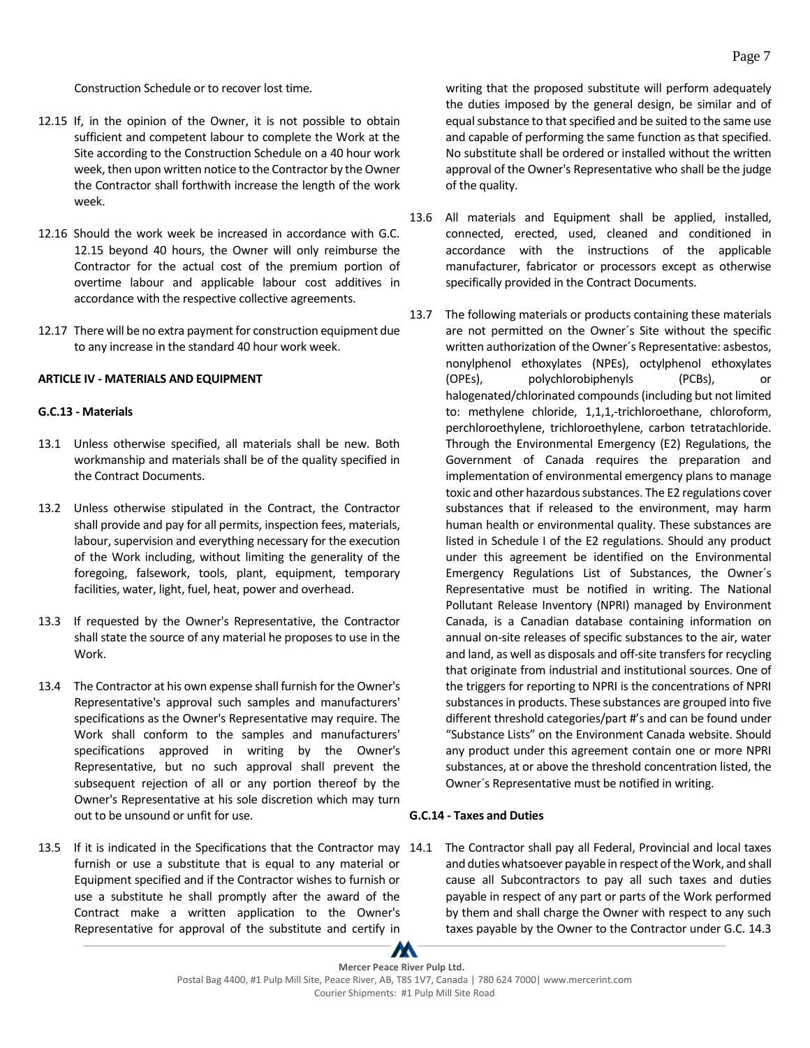Construction Schedule or to recover lost time.

12.15 If, in the opinion of the Owner, it is not possible to obtain sufficient and competent labour to complete the Work at the Site according to the Construction Schedule on a 40 hour work week, then upon written notice to the Contractor by the Owner the Contractor shall forthwith increase the length of the work week.

12.16 Should the work week be increased in accordance with G.C. 12.15 beyond 40 hours, the Owner will only reimburse the Contractor for the actual cost of the premium portion of overtime labour and applicable labour cost additives in accordance with the respective collective agreements.

12.17 There will be no extra payment for construction equipment due to any increase in the standard 40 hour work week.

**ARTICLE IV - MATERIALS AND EQUIPMENT**

**G.C.13 - Materials**

13.1 Unless otherwise specified, all materials shall be new. Both workmanship and materials shall be of the quality specified in the Contract Documents.

13.2 Unless otherwise stipulated in the Contract, the Contractor shall provide and pay for all permits, inspection fees, materials, labour, supervision and everything necessary for the execution of the Work including, without limiting the generality of the foregoing, falsework, tools, plant, equipment, temporary facilities, water, light, fuel, heat, power and overhead.

13.3 If requested by the Owner's Representative, the Contractor shall state the source of any material he proposes to use in the Work.

13.4 The Contractor at his own expense shall furnish for the Owner's Representative's approval such samples and manufacturers' specifications as the Owner's Representative may require. The Work shall conform to the samples and manufacturers' specifications approved in writing by the Owner's Representative, but no such approval shall prevent the subsequent rejection of all or any portion thereof by the Owner's Representative at his sole discretion which may turn out to be unsound or unfit for use.

13.5 If it is indicated in the Specifications that the Contractor may furnish or use a substitute that is equal to any material or Equipment specified and if the Contractor wishes to furnish or use a substitute he shall promptly after the award of the Contract make a written application to the Owner's Representative for approval of the substitute and certify in writing that the proposed substitute will perform adequately the duties imposed by the general design, be similar and of equal substance to that specified and be suited to the same use and capable of performing the same function as that specified. No substitute shall be ordered or installed without the written approval of the Owner's Representative who shall be the judge of the quality.

13.6 All materials and Equipment shall be applied, installed, connected, erected, used, cleaned and conditioned in accordance with the instructions of the applicable manufacturer, fabricator or processors except as otherwise specifically provided in the Contract Documents.

13.7 The following materials or products containing these materials are not permitted on the Owner´s Site without the specific written authorization of the Owner´s Representative: asbestos, nonylphenol ethoxylates (NPEs), octylphenol ethoxylates (OPEs), polychlorobiphenyls (PCBs), or halogenated/chlorinated compounds (including but not limited to: methylene chloride, 1,1,1,-trichloroethane, chloroform, perchloroethylene, trichloroethylene, carbon tetratachloride. Through the Environmental Emergency (E2) Regulations, the Government of Canada requires the preparation and implementation of environmental emergency plans to manage toxic and other hazardous substances. The E2 regulations cover substances that if released to the environment, may harm human health or environmental quality. These substances are listed in Schedule I of the E2 regulations. Should any product under this agreement be identified on the Environmental Emergency Regulations List of Substances, the Owner´s Representative must be notified in writing. The National Pollutant Release Inventory (NPRI) managed by Environment Canada, is a Canadian database containing information on annual on-site releases of specific substances to the air, water and land, as well as disposals and off-site transfers for recycling that originate from industrial and institutional sources. One of the triggers for reporting to NPRI is the concentrations of NPRI substances in products. These substances are grouped into five different threshold categories/part #'s and can be found under "Substance Lists" on the Environment Canada website. Should any product under this agreement contain one or more NPRI substances, at or above the threshold concentration listed, the Owner´s Representative must be notified in writing.

**G.C.14 - Taxes and Duties**

14.1 The Contractor shall pay all Federal, Provincial and local taxes and duties whatsoever payable in respect of the Work, and shall cause all Subcontractors to pay all such taxes and duties payable in respect of any part or parts of the Work performed by them and shall charge the Owner with respect to any such taxes payable by the Owner to the Contractor under G.C. 14.3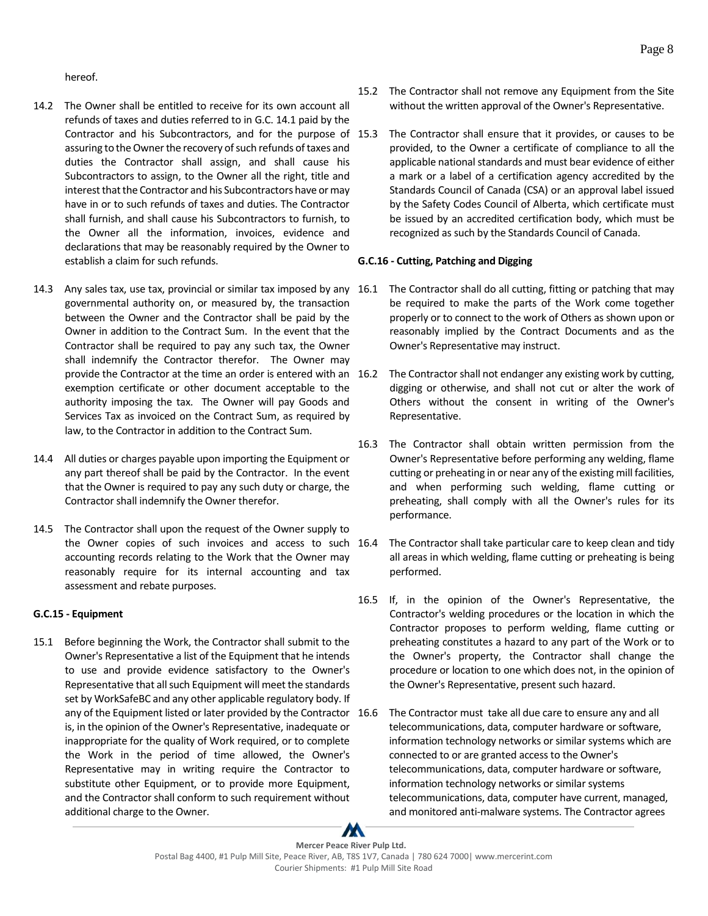hereof.

14.2 The Owner shall be entitled to receive for its own account all refunds of taxes and duties referred to in G.C. 14.1 paid by the Contractor and his Subcontractors, and for the purpose of assuring to the Owner the recovery of such refunds of taxes and duties the Contractor shall assign, and shall cause his Subcontractors to assign, to the Owner all the right, title and interest that the Contractor and his Subcontractors have or may have in or to such refunds of taxes and duties. The Contractor shall furnish, and shall cause his Subcontractors to furnish, to the Owner all the information, invoices, evidence and declarations that may be reasonably required by the Owner to establish a claim for such refunds.

14.3 Any sales tax, use tax, provincial or similar tax imposed by any governmental authority on, or measured by, the transaction between the Owner and the Contractor shall be paid by the Owner in addition to the Contract Sum. In the event that the Contractor shall be required to pay any such tax, the Owner shall indemnify the Contractor therefor. The Owner may provide the Contractor at the time an order is entered with an exemption certificate or other document acceptable to the authority imposing the tax. The Owner will pay Goods and Services Tax as invoiced on the Contract Sum, as required by law, to the Contractor in addition to the Contract Sum.

14.4 All duties or charges payable upon importing the Equipment or any part thereof shall be paid by the Contractor. In the event that the Owner is required to pay any such duty or charge, the Contractor shall indemnify the Owner therefor.

14.5 The Contractor shall upon the request of the Owner supply to the Owner copies of such invoices and access to such accounting records relating to the Work that the Owner may reasonably require for its internal accounting and tax assessment and rebate purposes.

**G.C.15 - Equipment**

15.1 Before beginning the Work, the Contractor shall submit to the Owner's Representative a list of the Equipment that he intends to use and provide evidence satisfactory to the Owner's Representative that all such Equipment will meet the standards set by WorkSafeBC and any other applicable regulatory body. If any of the Equipment listed or later provided by the Contractor is, in the opinion of the Owner's Representative, inadequate or inappropriate for the quality of Work required, or to complete the Work in the period of time allowed, the Owner's Representative may in writing require the Contractor to substitute other Equipment, or to provide more Equipment, and the Contractor shall conform to such requirement without additional charge to the Owner.

15.2 The Contractor shall not remove any Equipment from the Site without the written approval of the Owner's Representative.

15.3 The Contractor shall ensure that it provides, or causes to be provided, to the Owner a certificate of compliance to all the applicable national standards and must bear evidence of either a mark or a label of a certification agency accredited by the Standards Council of Canada (CSA) or an approval label issued by the Safety Codes Council of Alberta, which certificate must be issued by an accredited certification body, which must be recognized as such by the Standards Council of Canada.

**G.C.16 - Cutting, Patching and Digging**

16.1 The Contractor shall do all cutting, fitting or patching that may be required to make the parts of the Work come together properly or to connect to the work of Others as shown upon or reasonably implied by the Contract Documents and as the Owner's Representative may instruct.

16.2 The Contractor shall not endanger any existing work by cutting, digging or otherwise, and shall not cut or alter the work of Others without the consent in writing of the Owner's Representative.

16.3 The Contractor shall obtain written permission from the Owner's Representative before performing any welding, flame cutting or preheating in or near any of the existing mill facilities, and when performing such welding, flame cutting or preheating, shall comply with all the Owner's rules for its performance.

16.4 The Contractor shall take particular care to keep clean and tidy all areas in which welding, flame cutting or preheating is being performed.

16.5 If, in the opinion of the Owner's Representative, the Contractor's welding procedures or the location in which the Contractor proposes to perform welding, flame cutting or preheating constitutes a hazard to any part of the Work or to the Owner's property, the Contractor shall change the procedure or location to one which does not, in the opinion of the Owner's Representative, present such hazard.

16.6 The Contractor must take all due care to ensure any and all telecommunications, data, computer hardware or software, information technology networks or similar systems which are connected to or are granted access to the Owner's telecommunications, data, computer hardware or software, information technology networks or similar systems telecommunications, data, computer have current, managed, and monitored anti-malware systems. The Contractor agrees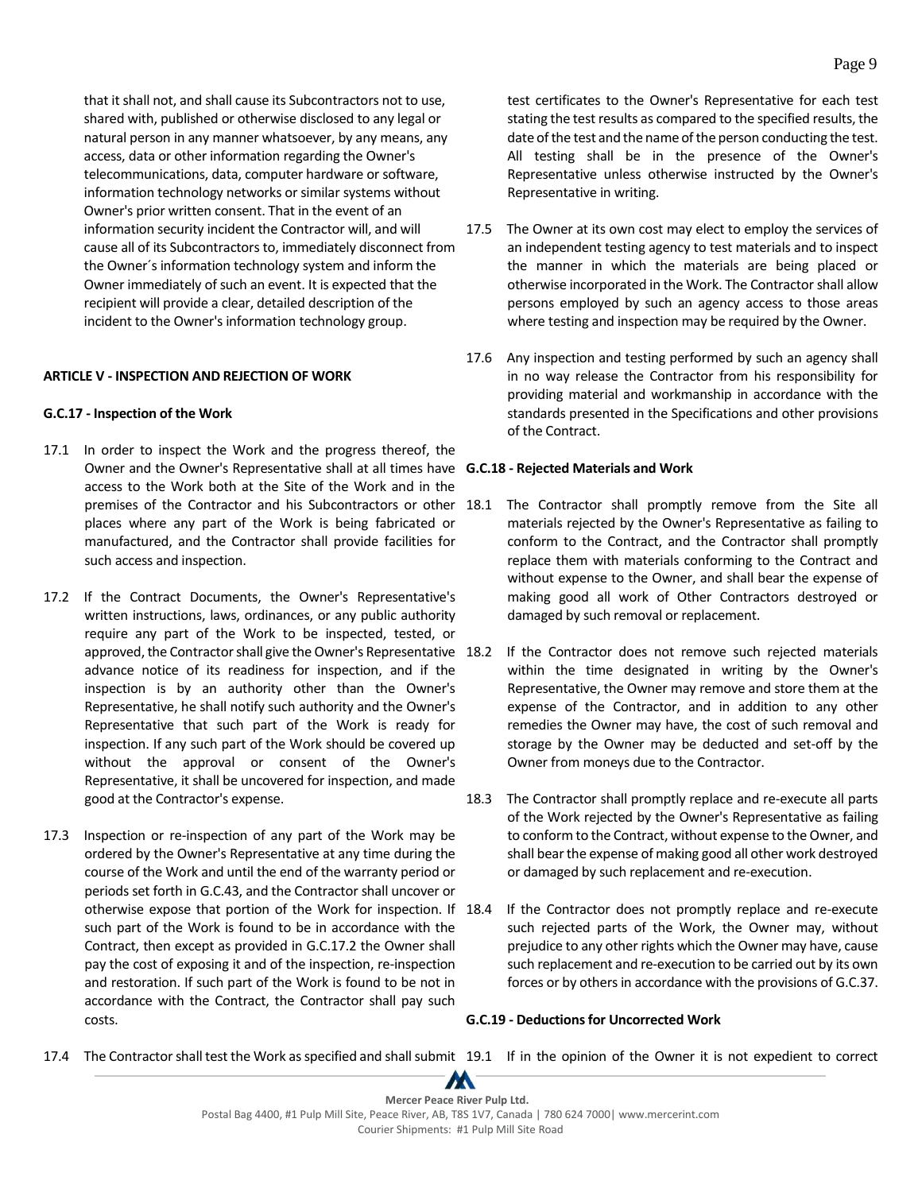that it shall not, and shall cause its Subcontractors not to use, shared with, published or otherwise disclosed to any legal or natural person in any manner whatsoever, by any means, any access, data or other information regarding the Owner's telecommunications, data, computer hardware or software, information technology networks or similar systems without Owner's prior written consent. That in the event of an information security incident the Contractor will, and will cause all of its Subcontractors to, immediately disconnect from the Owner´s information technology system and inform the Owner immediately of such an event. It is expected that the recipient will provide a clear, detailed description of the incident to the Owner's information technology group.

## ARTICLE V - INSPECTION AND REJECTION OF WORK

### G.C.17 - Inspection of the Work

17.1 In order to inspect the Work and the progress thereof, the Owner and the Owner's Representative shall at all times have access to the Work both at the Site of the Work and in the premises of the Contractor and his Subcontractors or other places where any part of the Work is being fabricated or manufactured, and the Contractor shall provide facilities for such access and inspection.

17.2 If the Contract Documents, the Owner's Representative's written instructions, laws, ordinances, or any public authority require any part of the Work to be inspected, tested, or approved, the Contractor shall give the Owner's Representative advance notice of its readiness for inspection, and if the inspection is by an authority other than the Owner's Representative, he shall notify such authority and the Owner's Representative that such part of the Work is ready for inspection. If any such part of the Work should be covered up without the approval or consent of the Owner's Representative, it shall be uncovered for inspection, and made good at the Contractor's expense.

17.3 Inspection or re-inspection of any part of the Work may be ordered by the Owner's Representative at any time during the course of the Work and until the end of the warranty period or periods set forth in G.C.43, and the Contractor shall uncover or otherwise expose that portion of the Work for inspection. If such part of the Work is found to be in accordance with the Contract, then except as provided in G.C.17.2 the Owner shall pay the cost of exposing it and of the inspection, re-inspection and restoration. If such part of the Work is found to be not in accordance with the Contract, the Contractor shall pay such costs.

17.4 The Contractor shall test the Work as specified and shall submit test certificates to the Owner's Representative for each test stating the test results as compared to the specified results, the date of the test and the name of the person conducting the test. All testing shall be in the presence of the Owner's Representative unless otherwise instructed by the Owner's Representative in writing.

17.5 The Owner at its own cost may elect to employ the services of an independent testing agency to test materials and to inspect the manner in which the materials are being placed or otherwise incorporated in the Work. The Contractor shall allow persons employed by such an agency access to those areas where testing and inspection may be required by the Owner.

17.6 Any inspection and testing performed by such an agency shall in no way release the Contractor from his responsibility for providing material and workmanship in accordance with the standards presented in the Specifications and other provisions of the Contract.

### G.C.18 - Rejected Materials and Work

18.1 The Contractor shall promptly remove from the Site all materials rejected by the Owner's Representative as failing to conform to the Contract, and the Contractor shall promptly replace them with materials conforming to the Contract and without expense to the Owner, and shall bear the expense of making good all work of Other Contractors destroyed or damaged by such removal or replacement.

18.2 If the Contractor does not remove such rejected materials within the time designated in writing by the Owner's Representative, the Owner may remove and store them at the expense of the Contractor, and in addition to any other remedies the Owner may have, the cost of such removal and storage by the Owner may be deducted and set-off by the Owner from moneys due to the Contractor.

18.3 The Contractor shall promptly replace and re-execute all parts of the Work rejected by the Owner's Representative as failing to conform to the Contract, without expense to the Owner, and shall bear the expense of making good all other work destroyed or damaged by such replacement and re-execution.

18.4 If the Contractor does not promptly replace and re-execute such rejected parts of the Work, the Owner may, without prejudice to any other rights which the Owner may have, cause such replacement and re-execution to be carried out by its own forces or by others in accordance with the provisions of G.C.37.

### G.C.19 - Deductions for Uncorrected Work

19.1 If in the opinion of the Owner it is not expedient to correct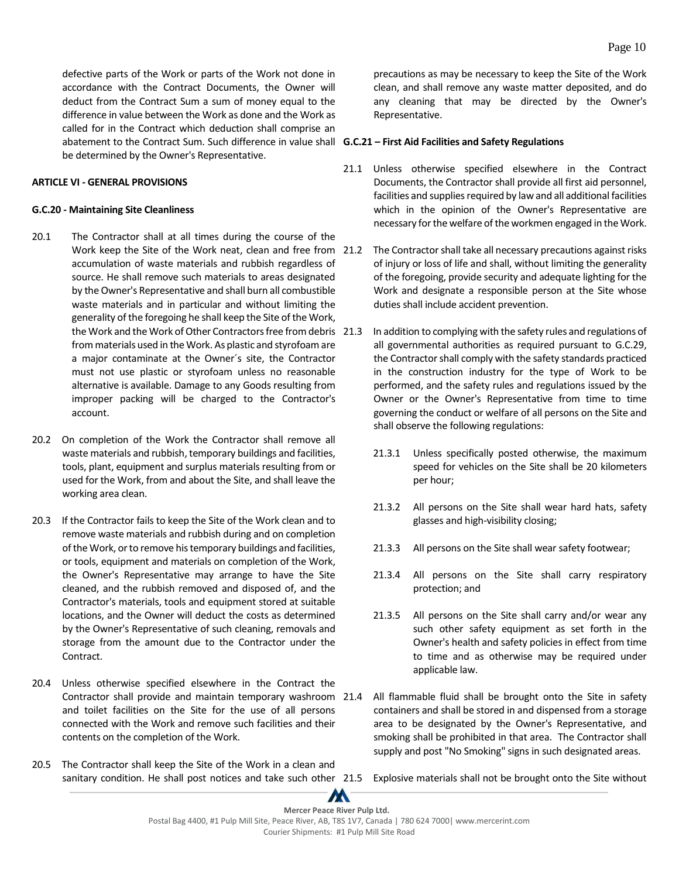defective parts of the Work or parts of the Work not done in accordance with the Contract Documents, the Owner will deduct from the Contract Sum a sum of money equal to the difference in value between the Work as done and the Work as called for in the Contract which deduction shall comprise an abatement to the Contract Sum. Such difference in value shall be determined by the Owner's Representative.

**ARTICLE VI - GENERAL PROVISIONS**

**G.C.20 - Maintaining Site Cleanliness**

20.1 The Contractor shall at all times during the course of the Work keep the Site of the Work neat, clean and free from accumulation of waste materials and rubbish regardless of source. He shall remove such materials to areas designated by the Owner's Representative and shall burn all combustible waste materials and in particular and without limiting the generality of the foregoing he shall keep the Site of the Work, the Work and the Work of Other Contractors free from debris from materials used in the Work. As plastic and styrofoam are a major contaminate at the Owner´s site, the Contractor must not use plastic or styrofoam unless no reasonable alternative is available. Damage to any Goods resulting from improper packing will be charged to the Contractor's account.

20.2 On completion of the Work the Contractor shall remove all waste materials and rubbish, temporary buildings and facilities, tools, plant, equipment and surplus materials resulting from or used for the Work, from and about the Site, and shall leave the working area clean.

20.3 If the Contractor fails to keep the Site of the Work clean and to remove waste materials and rubbish during and on completion of the Work, or to remove his temporary buildings and facilities, or tools, equipment and materials on completion of the Work, the Owner's Representative may arrange to have the Site cleaned, and the rubbish removed and disposed of, and the Contractor's materials, tools and equipment stored at suitable locations, and the Owner will deduct the costs as determined by the Owner's Representative of such cleaning, removals and storage from the amount due to the Contractor under the Contract.

20.4 Unless otherwise specified elsewhere in the Contract the Contractor shall provide and maintain temporary washroom and toilet facilities on the Site for the use of all persons connected with the Work and remove such facilities and their contents on the completion of the Work.

20.5 The Contractor shall keep the Site of the Work in a clean and sanitary condition. He shall post notices and take such other precautions as may be necessary to keep the Site of the Work clean, and shall remove any waste matter deposited, and do any cleaning that may be directed by the Owner's Representative.

**G.C.21 – First Aid Facilities and Safety Regulations**

21.1 Unless otherwise specified elsewhere in the Contract Documents, the Contractor shall provide all first aid personnel, facilities and supplies required by law and all additional facilities which in the opinion of the Owner's Representative are necessary for the welfare of the workmen engaged in the Work.

21.2 The Contractor shall take all necessary precautions against risks of injury or loss of life and shall, without limiting the generality of the foregoing, provide security and adequate lighting for the Work and designate a responsible person at the Site whose duties shall include accident prevention.

21.3 In addition to complying with the safety rules and regulations of all governmental authorities as required pursuant to G.C.29, the Contractor shall comply with the safety standards practiced in the construction industry for the type of Work to be performed, and the safety rules and regulations issued by the Owner or the Owner's Representative from time to time governing the conduct or welfare of all persons on the Site and shall observe the following regulations:

21.3.1 Unless specifically posted otherwise, the maximum speed for vehicles on the Site shall be 20 kilometers per hour;

21.3.2 All persons on the Site shall wear hard hats, safety glasses and high-visibility closing;

21.3.3 All persons on the Site shall wear safety footwear;

21.3.4 All persons on the Site shall carry respiratory protection; and

21.3.5 All persons on the Site shall carry and/or wear any such other safety equipment as set forth in the Owner's health and safety policies in effect from time to time and as otherwise may be required under applicable law.

21.4 All flammable fluid shall be brought onto the Site in safety containers and shall be stored in and dispensed from a storage area to be designated by the Owner's Representative, and smoking shall be prohibited in that area. The Contractor shall supply and post "No Smoking" signs in such designated areas.

21.5 Explosive materials shall not be brought onto the Site without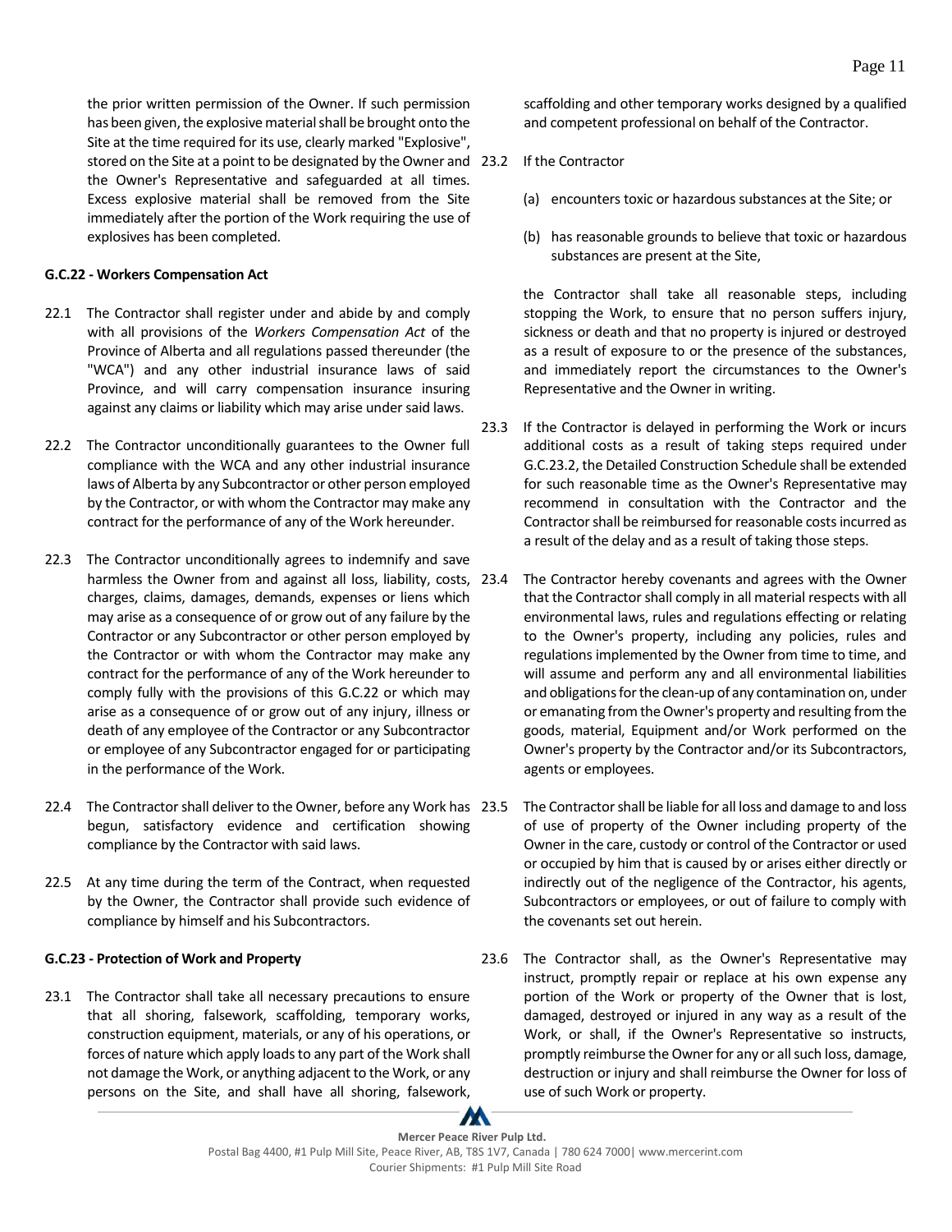the prior written permission of the Owner. If such permission has been given, the explosive material shall be brought onto the Site at the time required for its use, clearly marked "Explosive", stored on the Site at a point to be designated by the Owner and the Owner's Representative and safeguarded at all times. Excess explosive material shall be removed from the Site immediately after the portion of the Work requiring the use of explosives has been completed.

**G.C.22 - Workers Compensation Act**

22.1 The Contractor shall register under and abide by and comply with all provisions of the *Workers Compensation Act* of the Province of Alberta and all regulations passed thereunder (the "WCA") and any other industrial insurance laws of said Province, and will carry compensation insurance insuring against any claims or liability which may arise under said laws.

22.2 The Contractor unconditionally guarantees to the Owner full compliance with the WCA and any other industrial insurance laws of Alberta by any Subcontractor or other person employed by the Contractor, or with whom the Contractor may make any contract for the performance of any of the Work hereunder.

22.3 The Contractor unconditionally agrees to indemnify and save harmless the Owner from and against all loss, liability, costs, charges, claims, damages, demands, expenses or liens which may arise as a consequence of or grow out of any failure by the Contractor or any Subcontractor or other person employed by the Contractor or with whom the Contractor may make any contract for the performance of any of the Work hereunder to comply fully with the provisions of this G.C.22 or which may arise as a consequence of or grow out of any injury, illness or death of any employee of the Contractor or any Subcontractor or employee of any Subcontractor engaged for or participating in the performance of the Work.

22.4 The Contractor shall deliver to the Owner, before any Work has begun, satisfactory evidence and certification showing compliance by the Contractor with said laws.

22.5 At any time during the term of the Contract, when requested by the Owner, the Contractor shall provide such evidence of compliance by himself and his Subcontractors.

**G.C.23 - Protection of Work and Property**

23.1 The Contractor shall take all necessary precautions to ensure that all shoring, falsework, scaffolding, temporary works, construction equipment, materials, or any of his operations, or forces of nature which apply loads to any part of the Work shall not damage the Work, or anything adjacent to the Work, or any persons on the Site, and shall have all shoring, falsework, scaffolding and other temporary works designed by a qualified and competent professional on behalf of the Contractor.

23.2 If the Contractor

(a) encounters toxic or hazardous substances at the Site; or

(b) has reasonable grounds to believe that toxic or hazardous substances are present at the Site,

the Contractor shall take all reasonable steps, including stopping the Work, to ensure that no person suffers injury, sickness or death and that no property is injured or destroyed as a result of exposure to or the presence of the substances, and immediately report the circumstances to the Owner's Representative and the Owner in writing.

23.3 If the Contractor is delayed in performing the Work or incurs additional costs as a result of taking steps required under G.C.23.2, the Detailed Construction Schedule shall be extended for such reasonable time as the Owner's Representative may recommend in consultation with the Contractor and the Contractor shall be reimbursed for reasonable costs incurred as a result of the delay and as a result of taking those steps.

23.4 The Contractor hereby covenants and agrees with the Owner that the Contractor shall comply in all material respects with all environmental laws, rules and regulations effecting or relating to the Owner's property, including any policies, rules and regulations implemented by the Owner from time to time, and will assume and perform any and all environmental liabilities and obligations for the clean-up of any contamination on, under or emanating from the Owner's property and resulting from the goods, material, Equipment and/or Work performed on the Owner's property by the Contractor and/or its Subcontractors, agents or employees.

23.5 The Contractor shall be liable for all loss and damage to and loss of use of property of the Owner including property of the Owner in the care, custody or control of the Contractor or used or occupied by him that is caused by or arises either directly or indirectly out of the negligence of the Contractor, his agents, Subcontractors or employees, or out of failure to comply with the covenants set out herein.

23.6 The Contractor shall, as the Owner's Representative may instruct, promptly repair or replace at his own expense any portion of the Work or property of the Owner that is lost, damaged, destroyed or injured in any way as a result of the Work, or shall, if the Owner's Representative so instructs, promptly reimburse the Owner for any or all such loss, damage, destruction or injury and shall reimburse the Owner for loss of use of such Work or property.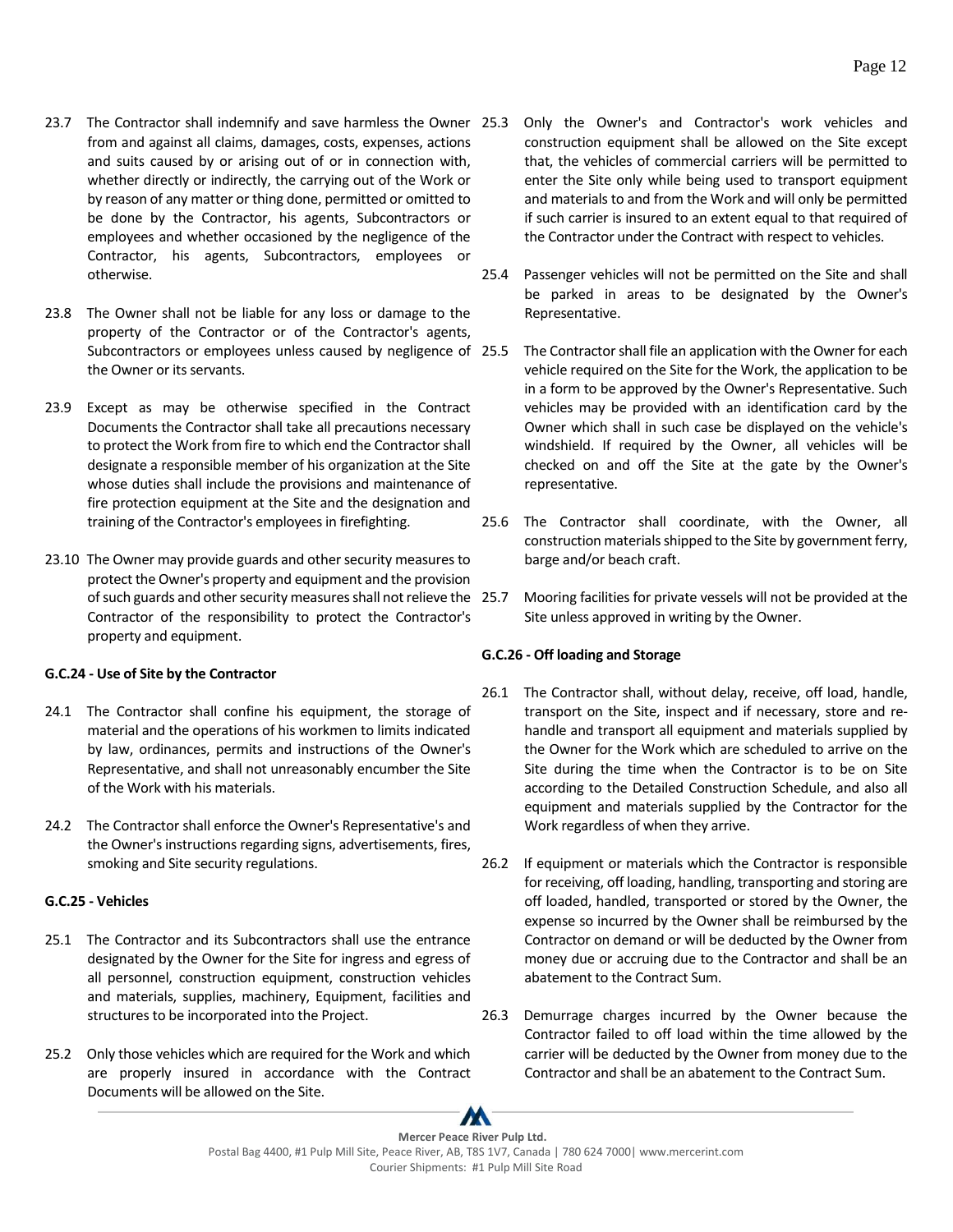23.7 The Contractor shall indemnify and save harmless the Owner from and against all claims, damages, costs, expenses, actions and suits caused by or arising out of or in connection with, whether directly or indirectly, the carrying out of the Work or by reason of any matter or thing done, permitted or omitted to be done by the Contractor, his agents, Subcontractors or employees and whether occasioned by the negligence of the Contractor, his agents, Subcontractors, employees or otherwise.

23.8 The Owner shall not be liable for any loss or damage to the property of the Contractor or of the Contractor's agents, Subcontractors or employees unless caused by negligence of the Owner or its servants.

23.9 Except as may be otherwise specified in the Contract Documents the Contractor shall take all precautions necessary to protect the Work from fire to which end the Contractor shall designate a responsible member of his organization at the Site whose duties shall include the provisions and maintenance of fire protection equipment at the Site and the designation and training of the Contractor's employees in firefighting.

23.10 The Owner may provide guards and other security measures to protect the Owner's property and equipment and the provision of such guards and other security measures shall not relieve the Contractor of the responsibility to protect the Contractor's property and equipment.

**G.C.24 - Use of Site by the Contractor**

24.1 The Contractor shall confine his equipment, the storage of material and the operations of his workmen to limits indicated by law, ordinances, permits and instructions of the Owner's Representative, and shall not unreasonably encumber the Site of the Work with his materials.

24.2 The Contractor shall enforce the Owner's Representative's and the Owner's instructions regarding signs, advertisements, fires, smoking and Site security regulations.

**G.C.25 - Vehicles**

25.1 The Contractor and its Subcontractors shall use the entrance designated by the Owner for the Site for ingress and egress of all personnel, construction equipment, construction vehicles and materials, supplies, machinery, Equipment, facilities and structures to be incorporated into the Project.

25.2 Only those vehicles which are required for the Work and which are properly insured in accordance with the Contract Documents will be allowed on the Site.

25.3 Only the Owner's and Contractor's work vehicles and construction equipment shall be allowed on the Site except that, the vehicles of commercial carriers will be permitted to enter the Site only while being used to transport equipment and materials to and from the Work and will only be permitted if such carrier is insured to an extent equal to that required of the Contractor under the Contract with respect to vehicles.

25.4 Passenger vehicles will not be permitted on the Site and shall be parked in areas to be designated by the Owner's Representative.

25.5 The Contractor shall file an application with the Owner for each vehicle required on the Site for the Work, the application to be in a form to be approved by the Owner's Representative. Such vehicles may be provided with an identification card by the Owner which shall in such case be displayed on the vehicle's windshield. If required by the Owner, all vehicles will be checked on and off the Site at the gate by the Owner's representative.

25.6 The Contractor shall coordinate, with the Owner, all construction materials shipped to the Site by government ferry, barge and/or beach craft.

25.7 Mooring facilities for private vessels will not be provided at the Site unless approved in writing by the Owner.

**G.C.26 - Off loading and Storage**

26.1 The Contractor shall, without delay, receive, off load, handle, transport on the Site, inspect and if necessary, store and re-handle and transport all equipment and materials supplied by the Owner for the Work which are scheduled to arrive on the Site during the time when the Contractor is to be on Site according to the Detailed Construction Schedule, and also all equipment and materials supplied by the Contractor for the Work regardless of when they arrive.

26.2 If equipment or materials which the Contractor is responsible for receiving, off loading, handling, transporting and storing are off loaded, handled, transported or stored by the Owner, the expense so incurred by the Owner shall be reimbursed by the Contractor on demand or will be deducted by the Owner from money due or accruing due to the Contractor and shall be an abatement to the Contract Sum.

26.3 Demurrage charges incurred by the Owner because the Contractor failed to off load within the time allowed by the carrier will be deducted by the Owner from money due to the Contractor and shall be an abatement to the Contract Sum.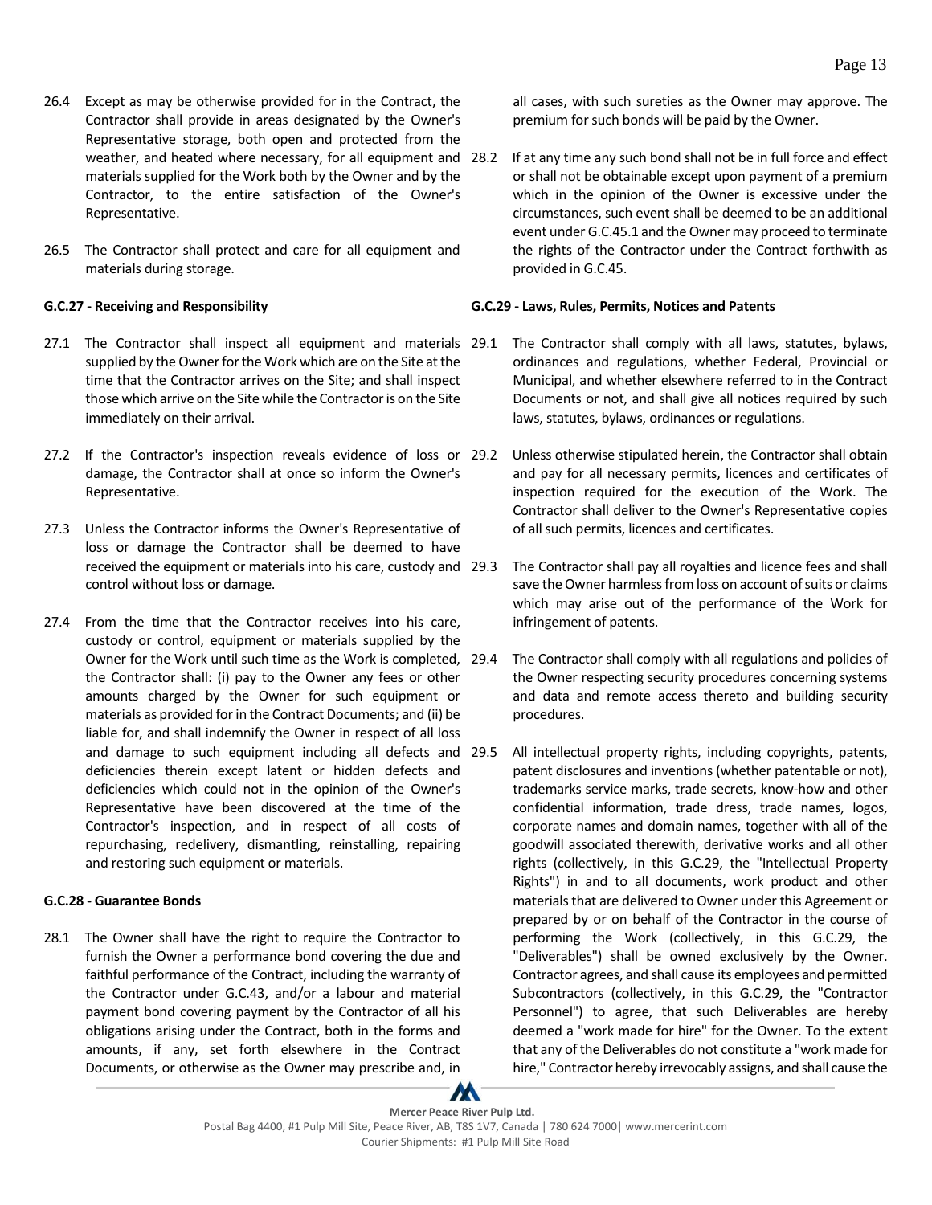26.4 Except as may be otherwise provided for in the Contract, the Contractor shall provide in areas designated by the Owner's Representative storage, both open and protected from the weather, and heated where necessary, for all equipment and materials supplied for the Work both by the Owner and by the Contractor, to the entire satisfaction of the Owner's Representative.

26.5 The Contractor shall protect and care for all equipment and materials during storage.

**G.C.27 - Receiving and Responsibility**

27.1 The Contractor shall inspect all equipment and materials supplied by the Owner for the Work which are on the Site at the time that the Contractor arrives on the Site; and shall inspect those which arrive on the Site while the Contractor is on the Site immediately on their arrival.

27.2 If the Contractor's inspection reveals evidence of loss or damage, the Contractor shall at once so inform the Owner's Representative.

27.3 Unless the Contractor informs the Owner's Representative of loss or damage the Contractor shall be deemed to have received the equipment or materials into his care, custody and control without loss or damage.

27.4 From the time that the Contractor receives into his care, custody or control, equipment or materials supplied by the Owner for the Work until such time as the Work is completed, the Contractor shall: (i) pay to the Owner any fees or other amounts charged by the Owner for such equipment or materials as provided for in the Contract Documents; and (ii) be liable for, and shall indemnify the Owner in respect of all loss and damage to such equipment including all defects and deficiencies therein except latent or hidden defects and deficiencies which could not in the opinion of the Owner's Representative have been discovered at the time of the Contractor's inspection, and in respect of all costs of repurchasing, redelivery, dismantling, reinstalling, repairing and restoring such equipment or materials.

**G.C.28 - Guarantee Bonds**

28.1 The Owner shall have the right to require the Contractor to furnish the Owner a performance bond covering the due and faithful performance of the Contract, including the warranty of the Contractor under G.C.43, and/or a labour and material payment bond covering payment by the Contractor of all his obligations arising under the Contract, both in the forms and amounts, if any, set forth elsewhere in the Contract Documents, or otherwise as the Owner may prescribe and, in all cases, with such sureties as the Owner may approve. The premium for such bonds will be paid by the Owner.

28.2 If at any time any such bond shall not be in full force and effect or shall not be obtainable except upon payment of a premium which in the opinion of the Owner is excessive under the circumstances, such event shall be deemed to be an additional event under G.C.45.1 and the Owner may proceed to terminate the rights of the Contractor under the Contract forthwith as provided in G.C.45.

**G.C.29 - Laws, Rules, Permits, Notices and Patents**

29.1 The Contractor shall comply with all laws, statutes, bylaws, ordinances and regulations, whether Federal, Provincial or Municipal, and whether elsewhere referred to in the Contract Documents or not, and shall give all notices required by such laws, statutes, bylaws, ordinances or regulations.

29.2 Unless otherwise stipulated herein, the Contractor shall obtain and pay for all necessary permits, licences and certificates of inspection required for the execution of the Work. The Contractor shall deliver to the Owner's Representative copies of all such permits, licences and certificates.

29.3 The Contractor shall pay all royalties and licence fees and shall save the Owner harmless from loss on account of suits or claims which may arise out of the performance of the Work for infringement of patents.

29.4 The Contractor shall comply with all regulations and policies of the Owner respecting security procedures concerning systems and data and remote access thereto and building security procedures.

29.5 All intellectual property rights, including copyrights, patents, patent disclosures and inventions (whether patentable or not), trademarks service marks, trade secrets, know-how and other confidential information, trade dress, trade names, logos, corporate names and domain names, together with all of the goodwill associated therewith, derivative works and all other rights (collectively, in this G.C.29, the "Intellectual Property Rights") in and to all documents, work product and other materials that are delivered to Owner under this Agreement or prepared by or on behalf of the Contractor in the course of performing the Work (collectively, in this G.C.29, the "Deliverables") shall be owned exclusively by the Owner. Contractor agrees, and shall cause its employees and permitted Subcontractors (collectively, in this G.C.29, the "Contractor Personnel") to agree, that such Deliverables are hereby deemed a "work made for hire" for the Owner. To the extent that any of the Deliverables do not constitute a "work made for hire," Contractor hereby irrevocably assigns, and shall cause the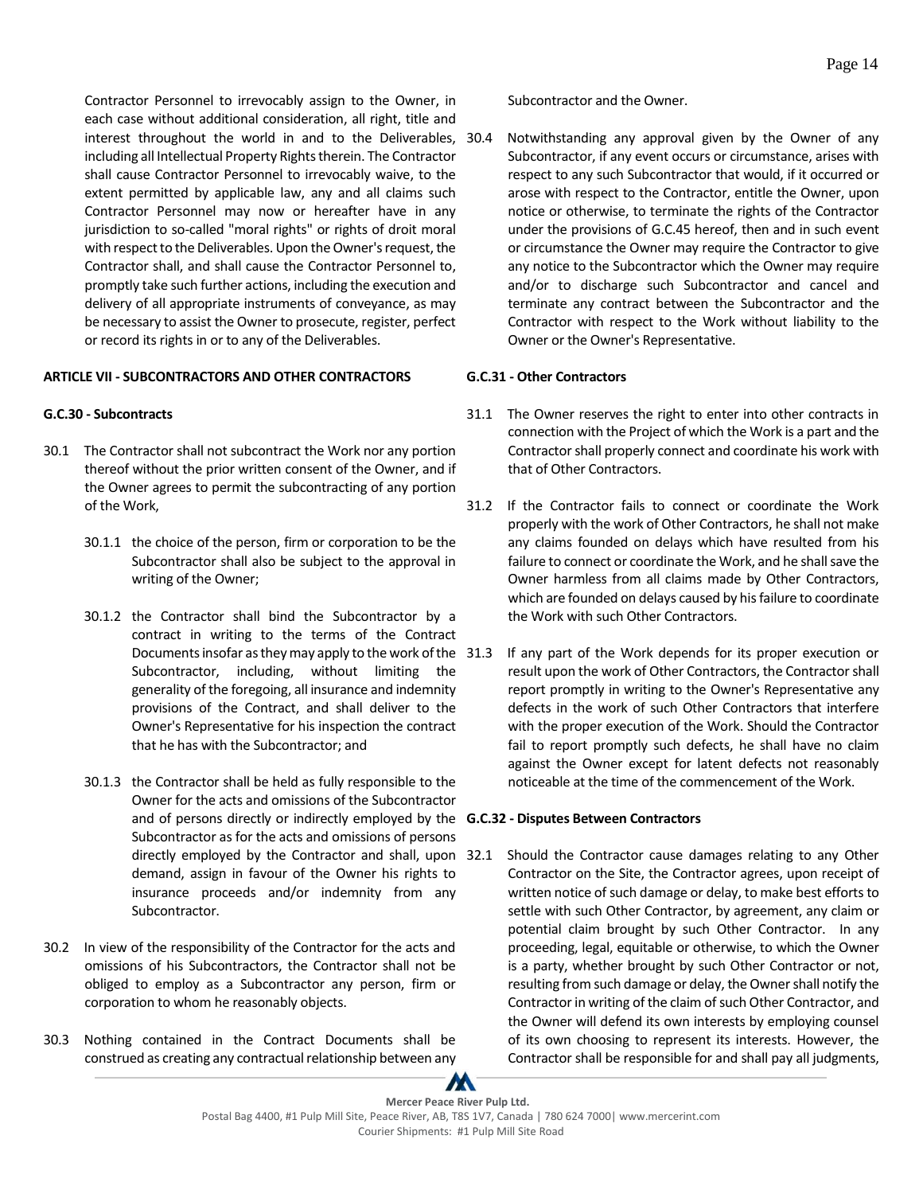Contractor Personnel to irrevocably assign to the Owner, in each case without additional consideration, all right, title and interest throughout the world in and to the Deliverables, including all Intellectual Property Rights therein. The Contractor shall cause Contractor Personnel to irrevocably waive, to the extent permitted by applicable law, any and all claims such Contractor Personnel may now or hereafter have in any jurisdiction to so-called "moral rights" or rights of droit moral with respect to the Deliverables. Upon the Owner's request, the Contractor shall, and shall cause the Contractor Personnel to, promptly take such further actions, including the execution and delivery of all appropriate instruments of conveyance, as may be necessary to assist the Owner to prosecute, register, perfect or record its rights in or to any of the Deliverables.

## ARTICLE VII - SUBCONTRACTORS AND OTHER CONTRACTORS

### G.C.30 - Subcontracts

30.1 The Contractor shall not subcontract the Work nor any portion thereof without the prior written consent of the Owner, and if the Owner agrees to permit the subcontracting of any portion of the Work,

30.1.1 the choice of the person, firm or corporation to be the Subcontractor shall also be subject to the approval in writing of the Owner;

30.1.2 the Contractor shall bind the Subcontractor by a contract in writing to the terms of the Contract Documents insofar as they may apply to the work of the Subcontractor, including, without limiting the generality of the foregoing, all insurance and indemnity provisions of the Contract, and shall deliver to the Owner's Representative for his inspection the contract that he has with the Subcontractor; and

30.1.3 the Contractor shall be held as fully responsible to the Owner for the acts and omissions of the Subcontractor and of persons directly or indirectly employed by the Subcontractor as for the acts and omissions of persons directly employed by the Contractor and shall, upon demand, assign in favour of the Owner his rights to insurance proceeds and/or indemnity from any Subcontractor.

30.2 In view of the responsibility of the Contractor for the acts and omissions of his Subcontractors, the Contractor shall not be obliged to employ as a Subcontractor any person, firm or corporation to whom he reasonably objects.

30.3 Nothing contained in the Contract Documents shall be construed as creating any contractual relationship between any Subcontractor and the Owner.

30.4 Notwithstanding any approval given by the Owner of any Subcontractor, if any event occurs or circumstance, arises with respect to any such Subcontractor that would, if it occurred or arose with respect to the Contractor, entitle the Owner, upon notice or otherwise, to terminate the rights of the Contractor under the provisions of G.C.45 hereof, then and in such event or circumstance the Owner may require the Contractor to give any notice to the Subcontractor which the Owner may require and/or to discharge such Subcontractor and cancel and terminate any contract between the Subcontractor and the Contractor with respect to the Work without liability to the Owner or the Owner's Representative.

### G.C.31 - Other Contractors

31.1 The Owner reserves the right to enter into other contracts in connection with the Project of which the Work is a part and the Contractor shall properly connect and coordinate his work with that of Other Contractors.

31.2 If the Contractor fails to connect or coordinate the Work properly with the work of Other Contractors, he shall not make any claims founded on delays which have resulted from his failure to connect or coordinate the Work, and he shall save the Owner harmless from all claims made by Other Contractors, which are founded on delays caused by his failure to coordinate the Work with such Other Contractors.

31.3 If any part of the Work depends for its proper execution or result upon the work of Other Contractors, the Contractor shall report promptly in writing to the Owner's Representative any defects in the work of such Other Contractors that interfere with the proper execution of the Work. Should the Contractor fail to report promptly such defects, he shall have no claim against the Owner except for latent defects not reasonably noticeable at the time of the commencement of the Work.

### G.C.32 - Disputes Between Contractors

32.1 Should the Contractor cause damages relating to any Other Contractor on the Site, the Contractor agrees, upon receipt of written notice of such damage or delay, to make best efforts to settle with such Other Contractor, by agreement, any claim or potential claim brought by such Other Contractor. In any proceeding, legal, equitable or otherwise, to which the Owner is a party, whether brought by such Other Contractor or not, resulting from such damage or delay, the Owner shall notify the Contractor in writing of the claim of such Other Contractor, and the Owner will defend its own interests by employing counsel of its own choosing to represent its interests. However, the Contractor shall be responsible for and shall pay all judgments,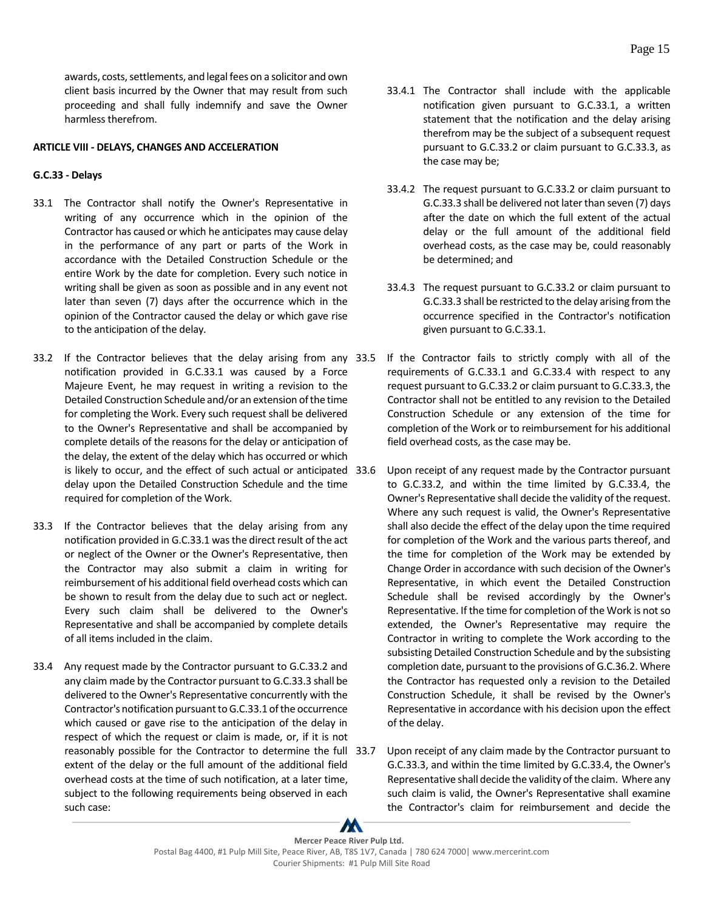awards, costs, settlements, and legal fees on a solicitor and own client basis incurred by the Owner that may result from such proceeding and shall fully indemnify and save the Owner harmless therefrom.

**ARTICLE VIII - DELAYS, CHANGES AND ACCELERATION**

**G.C.33 - Delays**

33.1 The Contractor shall notify the Owner's Representative in writing of any occurrence which in the opinion of the Contractor has caused or which he anticipates may cause delay in the performance of any part or parts of the Work in accordance with the Detailed Construction Schedule or the entire Work by the date for completion. Every such notice in writing shall be given as soon as possible and in any event not later than seven (7) days after the occurrence which in the opinion of the Contractor caused the delay or which gave rise to the anticipation of the delay.

33.2 If the Contractor believes that the delay arising from any notification provided in G.C.33.1 was caused by a Force Majeure Event, he may request in writing a revision to the Detailed Construction Schedule and/or an extension of the time for completing the Work. Every such request shall be delivered to the Owner's Representative and shall be accompanied by complete details of the reasons for the delay or anticipation of the delay, the extent of the delay which has occurred or which is likely to occur, and the effect of such actual or anticipated delay upon the Detailed Construction Schedule and the time required for completion of the Work.

33.3 If the Contractor believes that the delay arising from any notification provided in G.C.33.1 was the direct result of the act or neglect of the Owner or the Owner's Representative, then the Contractor may also submit a claim in writing for reimbursement of his additional field overhead costs which can be shown to result from the delay due to such act or neglect. Every such claim shall be delivered to the Owner's Representative and shall be accompanied by complete details of all items included in the claim.

33.4 Any request made by the Contractor pursuant to G.C.33.2 and any claim made by the Contractor pursuant to G.C.33.3 shall be delivered to the Owner's Representative concurrently with the Contractor's notification pursuant to G.C.33.1 of the occurrence which caused or gave rise to the anticipation of the delay in respect of which the request or claim is made, or, if it is not reasonably possible for the Contractor to determine the full extent of the delay or the full amount of the additional field overhead costs at the time of such notification, at a later time, subject to the following requirements being observed in each such case:

33.4.1 The Contractor shall include with the applicable notification given pursuant to G.C.33.1, a written statement that the notification and the delay arising therefrom may be the subject of a subsequent request pursuant to G.C.33.2 or claim pursuant to G.C.33.3, as the case may be;

33.4.2 The request pursuant to G.C.33.2 or claim pursuant to G.C.33.3 shall be delivered not later than seven (7) days after the date on which the full extent of the actual delay or the full amount of the additional field overhead costs, as the case may be, could reasonably be determined; and

33.4.3 The request pursuant to G.C.33.2 or claim pursuant to G.C.33.3 shall be restricted to the delay arising from the occurrence specified in the Contractor's notification given pursuant to G.C.33.1.

33.5 If the Contractor fails to strictly comply with all of the requirements of G.C.33.1 and G.C.33.4 with respect to any request pursuant to G.C.33.2 or claim pursuant to G.C.33.3, the Contractor shall not be entitled to any revision to the Detailed Construction Schedule or any extension of the time for completion of the Work or to reimbursement for his additional field overhead costs, as the case may be.

33.6 Upon receipt of any request made by the Contractor pursuant to G.C.33.2, and within the time limited by G.C.33.4, the Owner's Representative shall decide the validity of the request. Where any such request is valid, the Owner's Representative shall also decide the effect of the delay upon the time required for completion of the Work and the various parts thereof, and the time for completion of the Work may be extended by Change Order in accordance with such decision of the Owner's Representative, in which event the Detailed Construction Schedule shall be revised accordingly by the Owner's Representative. If the time for completion of the Work is not so extended, the Owner's Representative may require the Contractor in writing to complete the Work according to the subsisting Detailed Construction Schedule and by the subsisting completion date, pursuant to the provisions of G.C.36.2. Where the Contractor has requested only a revision to the Detailed Construction Schedule, it shall be revised by the Owner's Representative in accordance with his decision upon the effect of the delay.

33.7 Upon receipt of any claim made by the Contractor pursuant to G.C.33.3, and within the time limited by G.C.33.4, the Owner's Representative shall decide the validity of the claim. Where any such claim is valid, the Owner's Representative shall examine the Contractor's claim for reimbursement and decide the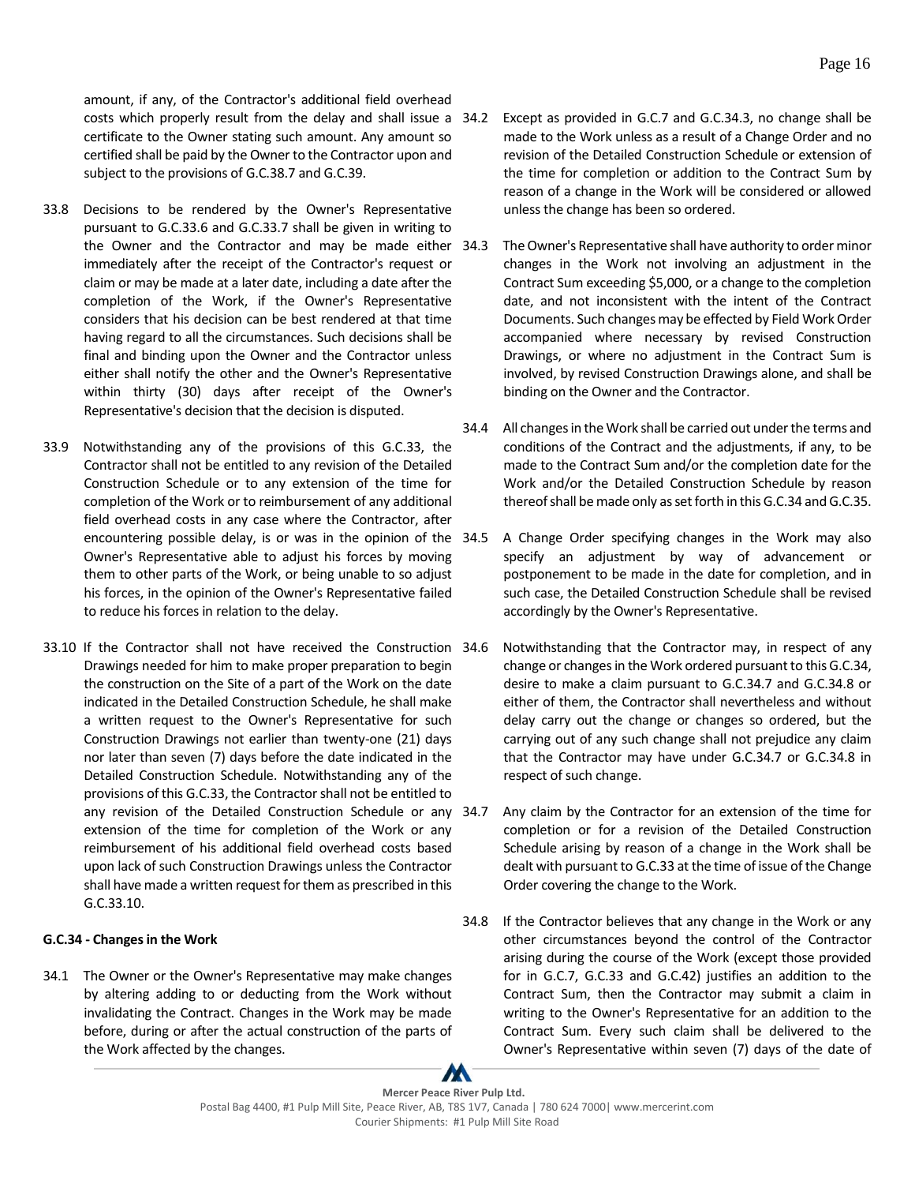amount, if any, of the Contractor's additional field overhead costs which properly result from the delay and shall issue a certificate to the Owner stating such amount. Any amount so certified shall be paid by the Owner to the Contractor upon and subject to the provisions of G.C.38.7 and G.C.39.

33.8 Decisions to be rendered by the Owner's Representative pursuant to G.C.33.6 and G.C.33.7 shall be given in writing to the Owner and the Contractor and may be made either immediately after the receipt of the Contractor's request or claim or may be made at a later date, including a date after the completion of the Work, if the Owner's Representative considers that his decision can be best rendered at that time having regard to all the circumstances. Such decisions shall be final and binding upon the Owner and the Contractor unless either shall notify the other and the Owner's Representative within thirty (30) days after receipt of the Owner's Representative's decision that the decision is disputed.

33.9 Notwithstanding any of the provisions of this G.C.33, the Contractor shall not be entitled to any revision of the Detailed Construction Schedule or to any extension of the time for completion of the Work or to reimbursement of any additional field overhead costs in any case where the Contractor, after encountering possible delay, is or was in the opinion of the Owner's Representative able to adjust his forces by moving them to other parts of the Work, or being unable to so adjust his forces, in the opinion of the Owner's Representative failed to reduce his forces in relation to the delay.

33.10 If the Contractor shall not have received the Construction Drawings needed for him to make proper preparation to begin the construction on the Site of a part of the Work on the date indicated in the Detailed Construction Schedule, he shall make a written request to the Owner's Representative for such Construction Drawings not earlier than twenty-one (21) days nor later than seven (7) days before the date indicated in the Detailed Construction Schedule. Notwithstanding any of the provisions of this G.C.33, the Contractor shall not be entitled to any revision of the Detailed Construction Schedule or any extension of the time for completion of the Work or any reimbursement of his additional field overhead costs based upon lack of such Construction Drawings unless the Contractor shall have made a written request for them as prescribed in this G.C.33.10.

**G.C.34 - Changes in the Work**

34.1 The Owner or the Owner's Representative may make changes by altering adding to or deducting from the Work without invalidating the Contract. Changes in the Work may be made before, during or after the actual construction of the parts of the Work affected by the changes.

34.2 Except as provided in G.C.7 and G.C.34.3, no change shall be made to the Work unless as a result of a Change Order and no revision of the Detailed Construction Schedule or extension of the time for completion or addition to the Contract Sum by reason of a change in the Work will be considered or allowed unless the change has been so ordered.

34.3 The Owner's Representative shall have authority to order minor changes in the Work not involving an adjustment in the Contract Sum exceeding $5,000, or a change to the completion date, and not inconsistent with the intent of the Contract Documents. Such changes may be effected by Field Work Order accompanied where necessary by revised Construction Drawings, or where no adjustment in the Contract Sum is involved, by revised Construction Drawings alone, and shall be binding on the Owner and the Contractor.

34.4 All changes in the Work shall be carried out under the terms and conditions of the Contract and the adjustments, if any, to be made to the Contract Sum and/or the completion date for the Work and/or the Detailed Construction Schedule by reason thereof shall be made only as set forth in this G.C.34 and G.C.35.

34.5 A Change Order specifying changes in the Work may also specify an adjustment by way of advancement or postponement to be made in the date for completion, and in such case, the Detailed Construction Schedule shall be revised accordingly by the Owner's Representative.

34.6 Notwithstanding that the Contractor may, in respect of any change or changes in the Work ordered pursuant to this G.C.34, desire to make a claim pursuant to G.C.34.7 and G.C.34.8 or either of them, the Contractor shall nevertheless and without delay carry out the change or changes so ordered, but the carrying out of any such change shall not prejudice any claim that the Contractor may have under G.C.34.7 or G.C.34.8 in respect of such change.

34.7 Any claim by the Contractor for an extension of the time for completion or for a revision of the Detailed Construction Schedule arising by reason of a change in the Work shall be dealt with pursuant to G.C.33 at the time of issue of the Change Order covering the change to the Work.

34.8 If the Contractor believes that any change in the Work or any other circumstances beyond the control of the Contractor arising during the course of the Work (except those provided for in G.C.7, G.C.33 and G.C.42) justifies an addition to the Contract Sum, then the Contractor may submit a claim in writing to the Owner's Representative for an addition to the Contract Sum. Every such claim shall be delivered to the Owner's Representative within seven (7) days of the date of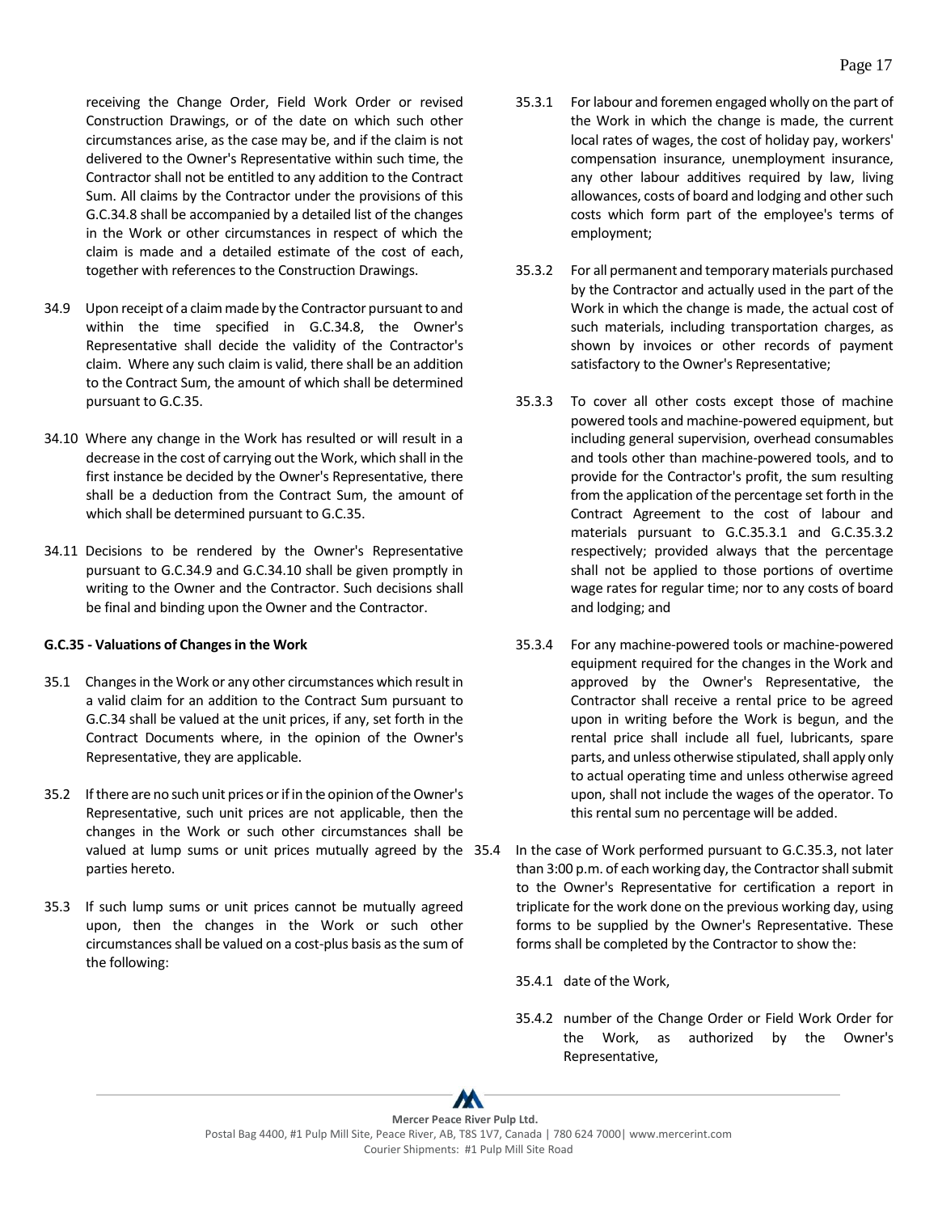receiving the Change Order, Field Work Order or revised Construction Drawings, or of the date on which such other circumstances arise, as the case may be, and if the claim is not delivered to the Owner's Representative within such time, the Contractor shall not be entitled to any addition to the Contract Sum. All claims by the Contractor under the provisions of this G.C.34.8 shall be accompanied by a detailed list of the changes in the Work or other circumstances in respect of which the claim is made and a detailed estimate of the cost of each, together with references to the Construction Drawings.

34.9 Upon receipt of a claim made by the Contractor pursuant to and within the time specified in G.C.34.8, the Owner's Representative shall decide the validity of the Contractor's claim. Where any such claim is valid, there shall be an addition to the Contract Sum, the amount of which shall be determined pursuant to G.C.35.

34.10 Where any change in the Work has resulted or will result in a decrease in the cost of carrying out the Work, which shall in the first instance be decided by the Owner's Representative, there shall be a deduction from the Contract Sum, the amount of which shall be determined pursuant to G.C.35.

34.11 Decisions to be rendered by the Owner's Representative pursuant to G.C.34.9 and G.C.34.10 shall be given promptly in writing to the Owner and the Contractor. Such decisions shall be final and binding upon the Owner and the Contractor.

**G.C.35 - Valuations of Changes in the Work**

35.1 Changes in the Work or any other circumstances which result in a valid claim for an addition to the Contract Sum pursuant to G.C.34 shall be valued at the unit prices, if any, set forth in the Contract Documents where, in the opinion of the Owner's Representative, they are applicable.

35.2 If there are no such unit prices or if in the opinion of the Owner's Representative, such unit prices are not applicable, then the changes in the Work or such other circumstances shall be valued at lump sums or unit prices mutually agreed by the parties hereto.

35.3 If such lump sums or unit prices cannot be mutually agreed upon, then the changes in the Work or such other circumstances shall be valued on a cost-plus basis as the sum of the following:

35.3.1 For labour and foremen engaged wholly on the part of the Work in which the change is made, the current local rates of wages, the cost of holiday pay, workers' compensation insurance, unemployment insurance, any other labour additives required by law, living allowances, costs of board and lodging and other such costs which form part of the employee's terms of employment;

35.3.2 For all permanent and temporary materials purchased by the Contractor and actually used in the part of the Work in which the change is made, the actual cost of such materials, including transportation charges, as shown by invoices or other records of payment satisfactory to the Owner's Representative;

35.3.3 To cover all other costs except those of machine powered tools and machine-powered equipment, but including general supervision, overhead consumables and tools other than machine-powered tools, and to provide for the Contractor's profit, the sum resulting from the application of the percentage set forth in the Contract Agreement to the cost of labour and materials pursuant to G.C.35.3.1 and G.C.35.3.2 respectively; provided always that the percentage shall not be applied to those portions of overtime wage rates for regular time; nor to any costs of board and lodging; and

35.3.4 For any machine-powered tools or machine-powered equipment required for the changes in the Work and approved by the Owner's Representative, the Contractor shall receive a rental price to be agreed upon in writing before the Work is begun, and the rental price shall include all fuel, lubricants, spare parts, and unless otherwise stipulated, shall apply only to actual operating time and unless otherwise agreed upon, shall not include the wages of the operator. To this rental sum no percentage will be added.

35.4 In the case of Work performed pursuant to G.C.35.3, not later than 3:00 p.m. of each working day, the Contractor shall submit to the Owner's Representative for certification a report in triplicate for the work done on the previous working day, using forms to be supplied by the Owner's Representative. These forms shall be completed by the Contractor to show the:

35.4.1 date of the Work,

35.4.2 number of the Change Order or Field Work Order for the Work, as authorized by the Owner's Representative,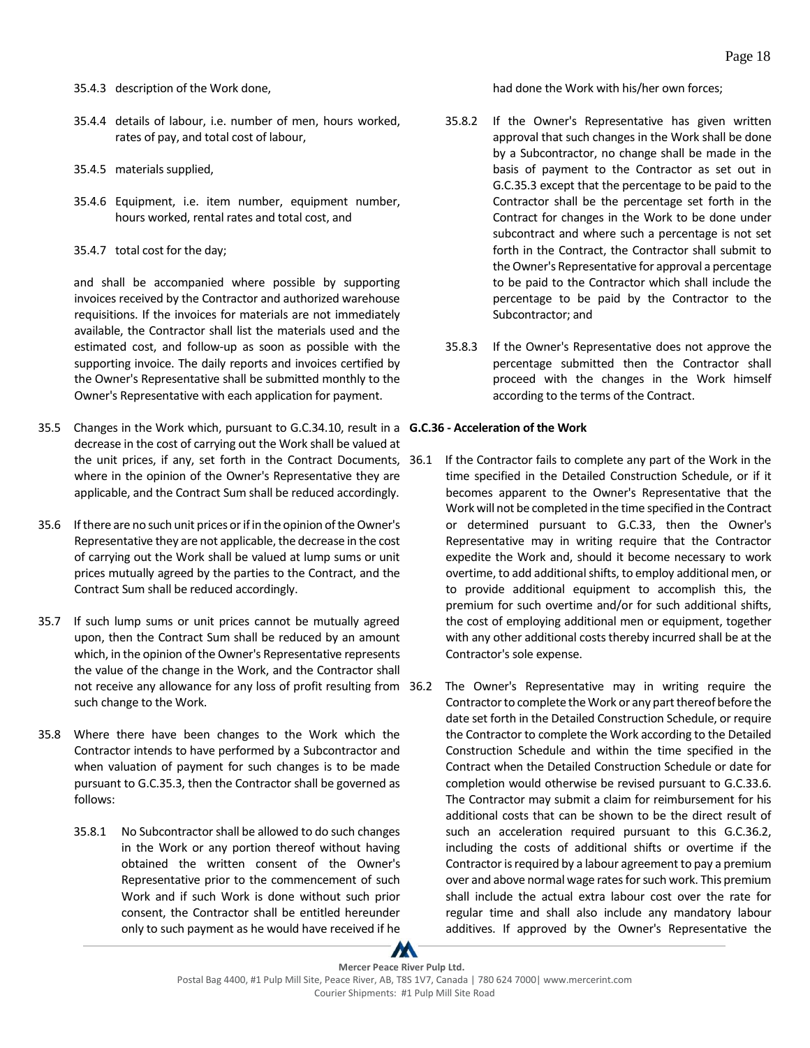35.4.3 description of the Work done,

35.4.4 details of labour, i.e. number of men, hours worked, rates of pay, and total cost of labour,

35.4.5 materials supplied,

35.4.6 Equipment, i.e. item number, equipment number, hours worked, rental rates and total cost, and

35.4.7 total cost for the day;

and shall be accompanied where possible by supporting invoices received by the Contractor and authorized warehouse requisitions. If the invoices for materials are not immediately available, the Contractor shall list the materials used and the estimated cost, and follow-up as soon as possible with the supporting invoice. The daily reports and invoices certified by the Owner's Representative shall be submitted monthly to the Owner's Representative with each application for payment.

35.5 Changes in the Work which, pursuant to G.C.34.10, result in a decrease in the cost of carrying out the Work shall be valued at the unit prices, if any, set forth in the Contract Documents, where in the opinion of the Owner's Representative they are applicable, and the Contract Sum shall be reduced accordingly.

35.6 If there are no such unit prices or if in the opinion of the Owner's Representative they are not applicable, the decrease in the cost of carrying out the Work shall be valued at lump sums or unit prices mutually agreed by the parties to the Contract, and the Contract Sum shall be reduced accordingly.

35.7 If such lump sums or unit prices cannot be mutually agreed upon, then the Contract Sum shall be reduced by an amount which, in the opinion of the Owner's Representative represents the value of the change in the Work, and the Contractor shall not receive any allowance for any loss of profit resulting from such change to the Work.

35.8 Where there have been changes to the Work which the Contractor intends to have performed by a Subcontractor and when valuation of payment for such changes is to be made pursuant to G.C.35.3, then the Contractor shall be governed as follows:

35.8.1 No Subcontractor shall be allowed to do such changes in the Work or any portion thereof without having obtained the written consent of the Owner's Representative prior to the commencement of such Work and if such Work is done without such prior consent, the Contractor shall be entitled hereunder only to such payment as he would have received if he had done the Work with his/her own forces;

35.8.2 If the Owner's Representative has given written approval that such changes in the Work shall be done by a Subcontractor, no change shall be made in the basis of payment to the Contractor as set out in G.C.35.3 except that the percentage to be paid to the Contractor shall be the percentage set forth in the Contract for changes in the Work to be done under subcontract and where such a percentage is not set forth in the Contract, the Contractor shall submit to the Owner's Representative for approval a percentage to be paid to the Contractor which shall include the percentage to be paid by the Contractor to the Subcontractor; and

35.8.3 If the Owner's Representative does not approve the percentage submitted then the Contractor shall proceed with the changes in the Work himself according to the terms of the Contract.

**G.C.36 - Acceleration of the Work**

36.1 If the Contractor fails to complete any part of the Work in the time specified in the Detailed Construction Schedule, or if it becomes apparent to the Owner's Representative that the Work will not be completed in the time specified in the Contract or determined pursuant to G.C.33, then the Owner's Representative may in writing require that the Contractor expedite the Work and, should it become necessary to work overtime, to add additional shifts, to employ additional men, or to provide additional equipment to accomplish this, the premium for such overtime and/or for such additional shifts, the cost of employing additional men or equipment, together with any other additional costs thereby incurred shall be at the Contractor's sole expense.

36.2 The Owner's Representative may in writing require the Contractor to complete the Work or any part thereof before the date set forth in the Detailed Construction Schedule, or require the Contractor to complete the Work according to the Detailed Construction Schedule and within the time specified in the Contract when the Detailed Construction Schedule or date for completion would otherwise be revised pursuant to G.C.33.6. The Contractor may submit a claim for reimbursement for his additional costs that can be shown to be the direct result of such an acceleration required pursuant to this G.C.36.2, including the costs of additional shifts or overtime if the Contractor is required by a labour agreement to pay a premium over and above normal wage rates for such work. This premium shall include the actual extra labour cost over the rate for regular time and shall also include any mandatory labour additives. If approved by the Owner's Representative the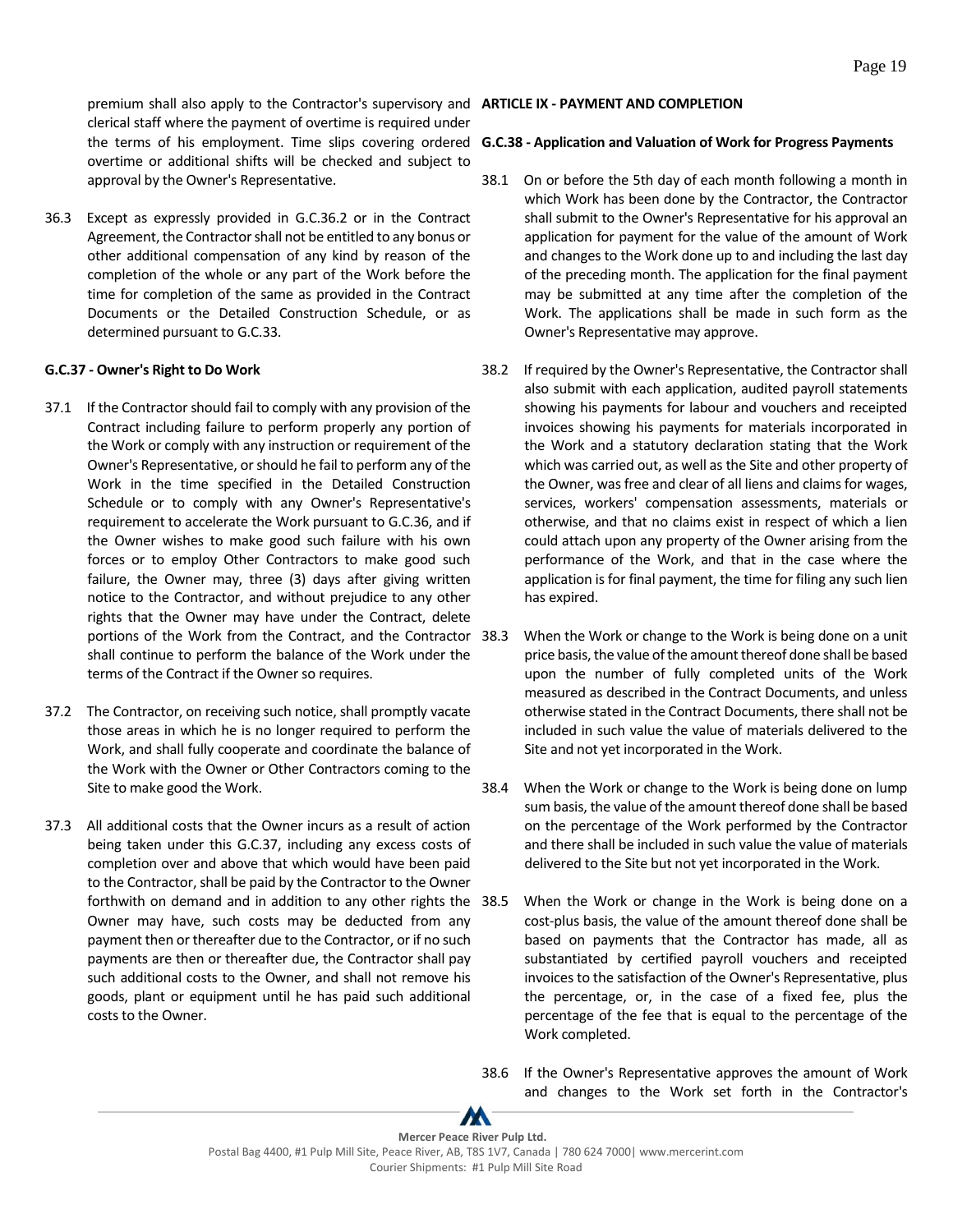premium shall also apply to the Contractor's supervisory and clerical staff where the payment of overtime is required under the terms of his employment. Time slips covering ordered overtime or additional shifts will be checked and subject to approval by the Owner's Representative.

36.3 Except as expressly provided in G.C.36.2 or in the Contract Agreement, the Contractor shall not be entitled to any bonus or other additional compensation of any kind by reason of the completion of the whole or any part of the Work before the time for completion of the same as provided in the Contract Documents or the Detailed Construction Schedule, or as determined pursuant to G.C.33.

**G.C.37 - Owner's Right to Do Work**

37.1 If the Contractor should fail to comply with any provision of the Contract including failure to perform properly any portion of the Work or comply with any instruction or requirement of the Owner's Representative, or should he fail to perform any of the Work in the time specified in the Detailed Construction Schedule or to comply with any Owner's Representative's requirement to accelerate the Work pursuant to G.C.36, and if the Owner wishes to make good such failure with his own forces or to employ Other Contractors to make good such failure, the Owner may, three (3) days after giving written notice to the Contractor, and without prejudice to any other rights that the Owner may have under the Contract, delete portions of the Work from the Contract, and the Contractor shall continue to perform the balance of the Work under the terms of the Contract if the Owner so requires.

37.2 The Contractor, on receiving such notice, shall promptly vacate those areas in which he is no longer required to perform the Work, and shall fully cooperate and coordinate the balance of the Work with the Owner or Other Contractors coming to the Site to make good the Work.

37.3 All additional costs that the Owner incurs as a result of action being taken under this G.C.37, including any excess costs of completion over and above that which would have been paid to the Contractor, shall be paid by the Contractor to the Owner forthwith on demand and in addition to any other rights the Owner may have, such costs may be deducted from any payment then or thereafter due to the Contractor, or if no such payments are then or thereafter due, the Contractor shall pay such additional costs to the Owner, and shall not remove his goods, plant or equipment until he has paid such additional costs to the Owner.

**ARTICLE IX - PAYMENT AND COMPLETION**

**G.C.38 - Application and Valuation of Work for Progress Payments**

38.1 On or before the 5th day of each month following a month in which Work has been done by the Contractor, the Contractor shall submit to the Owner's Representative for his approval an application for payment for the value of the amount of Work and changes to the Work done up to and including the last day of the preceding month. The application for the final payment may be submitted at any time after the completion of the Work. The applications shall be made in such form as the Owner's Representative may approve.

38.2 If required by the Owner's Representative, the Contractor shall also submit with each application, audited payroll statements showing his payments for labour and vouchers and receipted invoices showing his payments for materials incorporated in the Work and a statutory declaration stating that the Work which was carried out, as well as the Site and other property of the Owner, was free and clear of all liens and claims for wages, services, workers' compensation assessments, materials or otherwise, and that no claims exist in respect of which a lien could attach upon any property of the Owner arising from the performance of the Work, and that in the case where the application is for final payment, the time for filing any such lien has expired.

38.3 When the Work or change to the Work is being done on a unit price basis, the value of the amount thereof done shall be based upon the number of fully completed units of the Work measured as described in the Contract Documents, and unless otherwise stated in the Contract Documents, there shall not be included in such value the value of materials delivered to the Site and not yet incorporated in the Work.

38.4 When the Work or change to the Work is being done on lump sum basis, the value of the amount thereof done shall be based on the percentage of the Work performed by the Contractor and there shall be included in such value the value of materials delivered to the Site but not yet incorporated in the Work.

38.5 When the Work or change in the Work is being done on a cost-plus basis, the value of the amount thereof done shall be based on payments that the Contractor has made, all as substantiated by certified payroll vouchers and receipted invoices to the satisfaction of the Owner's Representative, plus the percentage, or, in the case of a fixed fee, plus the percentage of the fee that is equal to the percentage of the Work completed.

38.6 If the Owner's Representative approves the amount of Work and changes to the Work set forth in the Contractor's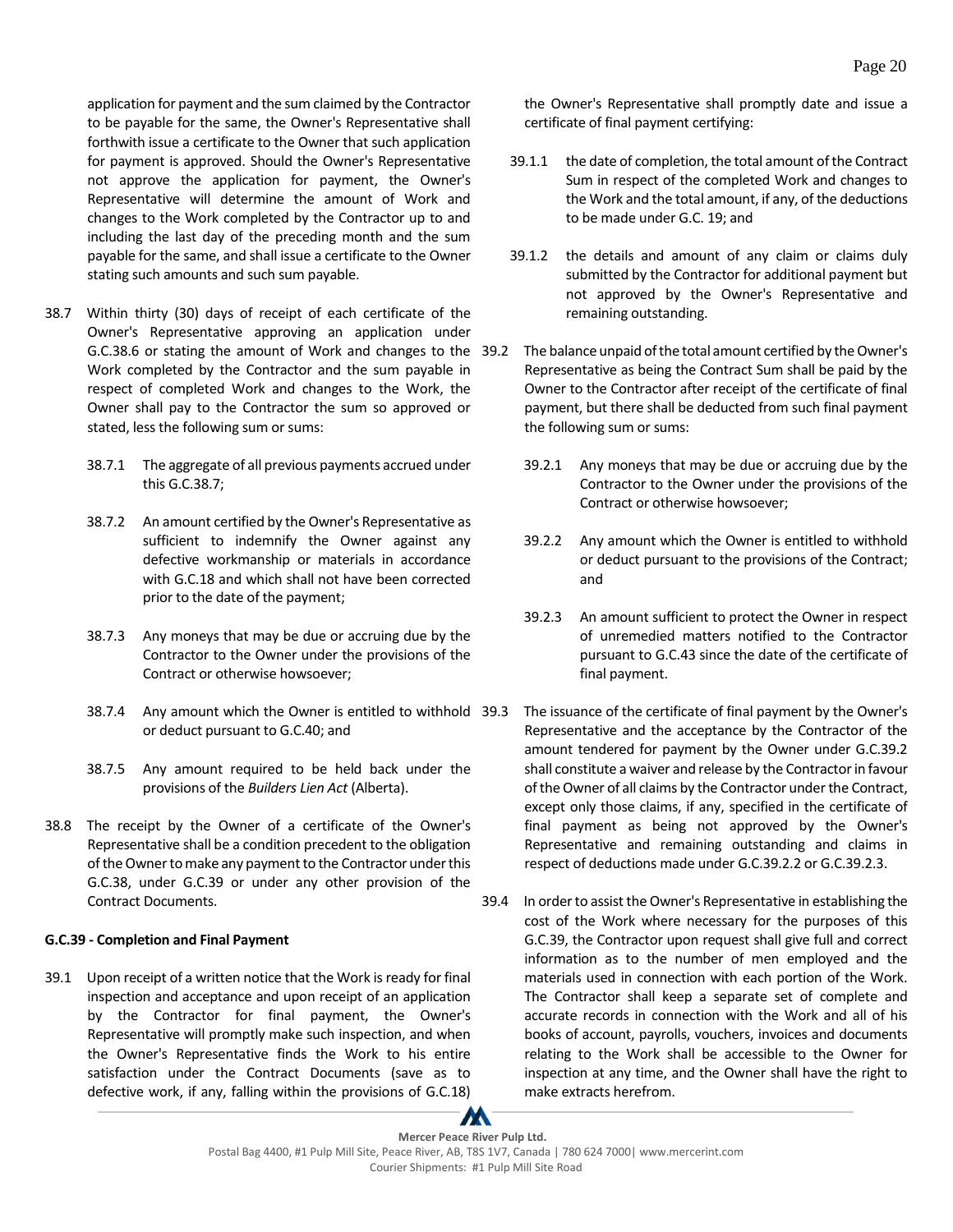application for payment and the sum claimed by the Contractor to be payable for the same, the Owner's Representative shall forthwith issue a certificate to the Owner that such application for payment is approved. Should the Owner's Representative not approve the application for payment, the Owner's Representative will determine the amount of Work and changes to the Work completed by the Contractor up to and including the last day of the preceding month and the sum payable for the same, and shall issue a certificate to the Owner stating such amounts and such sum payable.

38.7 Within thirty (30) days of receipt of each certificate of the Owner's Representative approving an application under G.C.38.6 or stating the amount of Work and changes to the Work completed by the Contractor and the sum payable in respect of completed Work and changes to the Work, the Owner shall pay to the Contractor the sum so approved or stated, less the following sum or sums:

38.7.1 The aggregate of all previous payments accrued under this G.C.38.7;

38.7.2 An amount certified by the Owner's Representative as sufficient to indemnify the Owner against any defective workmanship or materials in accordance with G.C.18 and which shall not have been corrected prior to the date of the payment;

38.7.3 Any moneys that may be due or accruing due by the Contractor to the Owner under the provisions of the Contract or otherwise howsoever;

38.7.4 Any amount which the Owner is entitled to withhold or deduct pursuant to G.C.40; and

38.7.5 Any amount required to be held back under the provisions of the *Builders Lien Act* (Alberta).

38.8 The receipt by the Owner of a certificate of the Owner's Representative shall be a condition precedent to the obligation of the Owner to make any payment to the Contractor under this G.C.38, under G.C.39 or under any other provision of the Contract Documents.

**G.C.39 - Completion and Final Payment**

39.1 Upon receipt of a written notice that the Work is ready for final inspection and acceptance and upon receipt of an application by the Contractor for final payment, the Owner's Representative will promptly make such inspection, and when the Owner's Representative finds the Work to his entire satisfaction under the Contract Documents (save as to defective work, if any, falling within the provisions of G.C.18) the Owner's Representative shall promptly date and issue a certificate of final payment certifying:

39.1.1 the date of completion, the total amount of the Contract Sum in respect of the completed Work and changes to the Work and the total amount, if any, of the deductions to be made under G.C. 19; and

39.1.2 the details and amount of any claim or claims duly submitted by the Contractor for additional payment but not approved by the Owner's Representative and remaining outstanding.

39.2 The balance unpaid of the total amount certified by the Owner's Representative as being the Contract Sum shall be paid by the Owner to the Contractor after receipt of the certificate of final payment, but there shall be deducted from such final payment the following sum or sums:

39.2.1 Any moneys that may be due or accruing due by the Contractor to the Owner under the provisions of the Contract or otherwise howsoever;

39.2.2 Any amount which the Owner is entitled to withhold or deduct pursuant to the provisions of the Contract; and

39.2.3 An amount sufficient to protect the Owner in respect of unremedied matters notified to the Contractor pursuant to G.C.43 since the date of the certificate of final payment.

39.3 The issuance of the certificate of final payment by the Owner's Representative and the acceptance by the Contractor of the amount tendered for payment by the Owner under G.C.39.2 shall constitute a waiver and release by the Contractor in favour of the Owner of all claims by the Contractor under the Contract, except only those claims, if any, specified in the certificate of final payment as being not approved by the Owner's Representative and remaining outstanding and claims in respect of deductions made under G.C.39.2.2 or G.C.39.2.3.

39.4 In order to assist the Owner's Representative in establishing the cost of the Work where necessary for the purposes of this G.C.39, the Contractor upon request shall give full and correct information as to the number of men employed and the materials used in connection with each portion of the Work. The Contractor shall keep a separate set of complete and accurate records in connection with the Work and all of his books of account, payrolls, vouchers, invoices and documents relating to the Work shall be accessible to the Owner for inspection at any time, and the Owner shall have the right to make extracts herefrom.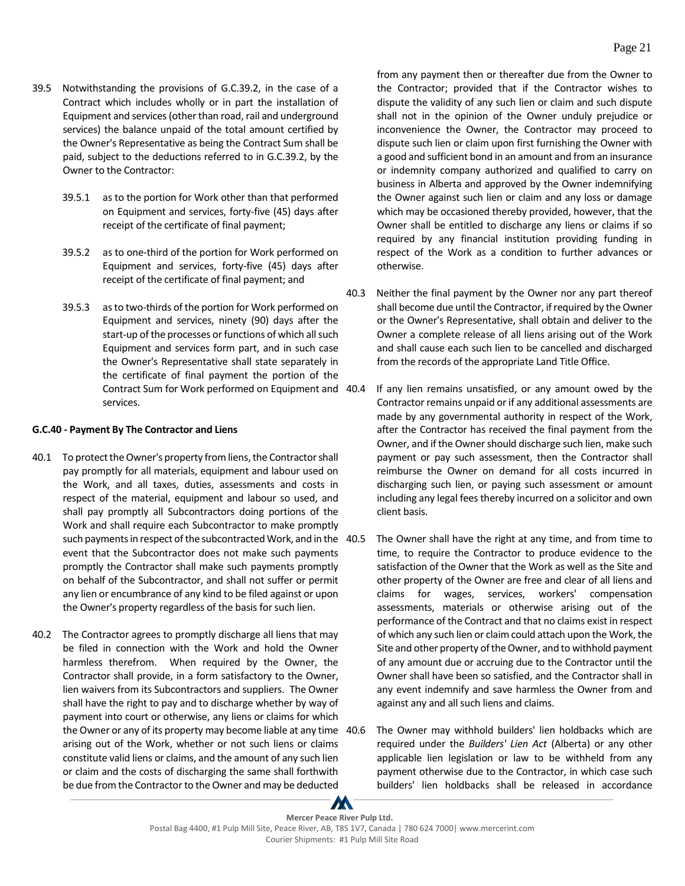39.5 Notwithstanding the provisions of G.C.39.2, in the case of a Contract which includes wholly or in part the installation of Equipment and services (other than road, rail and underground services) the balance unpaid of the total amount certified by the Owner's Representative as being the Contract Sum shall be paid, subject to the deductions referred to in G.C.39.2, by the Owner to the Contractor:

39.5.1 as to the portion for Work other than that performed on Equipment and services, forty-five (45) days after receipt of the certificate of final payment;

39.5.2 as to one-third of the portion for Work performed on Equipment and services, forty-five (45) days after receipt of the certificate of final payment; and

39.5.3 as to two-thirds of the portion for Work performed on Equipment and services, ninety (90) days after the start-up of the processes or functions of which all such Equipment and services form part, and in such case the Owner's Representative shall state separately in the certificate of final payment the portion of the Contract Sum for Work performed on Equipment and services.

**G.C.40 - Payment By The Contractor and Liens**

40.1 To protect the Owner's property from liens, the Contractor shall pay promptly for all materials, equipment and labour used on the Work, and all taxes, duties, assessments and costs in respect of the material, equipment and labour so used, and shall pay promptly all Subcontractors doing portions of the Work and shall require each Subcontractor to make promptly such payments in respect of the subcontracted Work, and in the event that the Subcontractor does not make such payments promptly the Contractor shall make such payments promptly on behalf of the Subcontractor, and shall not suffer or permit any lien or encumbrance of any kind to be filed against or upon the Owner's property regardless of the basis for such lien.

40.2 The Contractor agrees to promptly discharge all liens that may be filed in connection with the Work and hold the Owner harmless therefrom. When required by the Owner, the Contractor shall provide, in a form satisfactory to the Owner, lien waivers from its Subcontractors and suppliers. The Owner shall have the right to pay and to discharge whether by way of payment into court or otherwise, any liens or claims for which the Owner or any of its property may become liable at any time arising out of the Work, whether or not such liens or claims constitute valid liens or claims, and the amount of any such lien or claim and the costs of discharging the same shall forthwith be due from the Contractor to the Owner and may be deducted from any payment then or thereafter due from the Owner to the Contractor; provided that if the Contractor wishes to dispute the validity of any such lien or claim and such dispute shall not in the opinion of the Owner unduly prejudice or inconvenience the Owner, the Contractor may proceed to dispute such lien or claim upon first furnishing the Owner with a good and sufficient bond in an amount and from an insurance or indemnity company authorized and qualified to carry on business in Alberta and approved by the Owner indemnifying the Owner against such lien or claim and any loss or damage which may be occasioned thereby provided, however, that the Owner shall be entitled to discharge any liens or claims if so required by any financial institution providing funding in respect of the Work as a condition to further advances or otherwise.

40.3 Neither the final payment by the Owner nor any part thereof shall become due until the Contractor, if required by the Owner or the Owner's Representative, shall obtain and deliver to the Owner a complete release of all liens arising out of the Work and shall cause each such lien to be cancelled and discharged from the records of the appropriate Land Title Office.

40.4 If any lien remains unsatisfied, or any amount owed by the Contractor remains unpaid or if any additional assessments are made by any governmental authority in respect of the Work, after the Contractor has received the final payment from the Owner, and if the Owner should discharge such lien, make such payment or pay such assessment, then the Contractor shall reimburse the Owner on demand for all costs incurred in discharging such lien, or paying such assessment or amount including any legal fees thereby incurred on a solicitor and own client basis.

40.5 The Owner shall have the right at any time, and from time to time, to require the Contractor to produce evidence to the satisfaction of the Owner that the Work as well as the Site and other property of the Owner are free and clear of all liens and claims for wages, services, workers' compensation assessments, materials or otherwise arising out of the performance of the Contract and that no claims exist in respect of which any such lien or claim could attach upon the Work, the Site and other property of the Owner, and to withhold payment of any amount due or accruing due to the Contractor until the Owner shall have been so satisfied, and the Contractor shall in any event indemnify and save harmless the Owner from and against any and all such liens and claims.

40.6 The Owner may withhold builders' lien holdbacks which are required under the *Builders' Lien Act* (Alberta) or any other applicable lien legislation or law to be withheld from any payment otherwise due to the Contractor, in which case such builders' lien holdbacks shall be released in accordance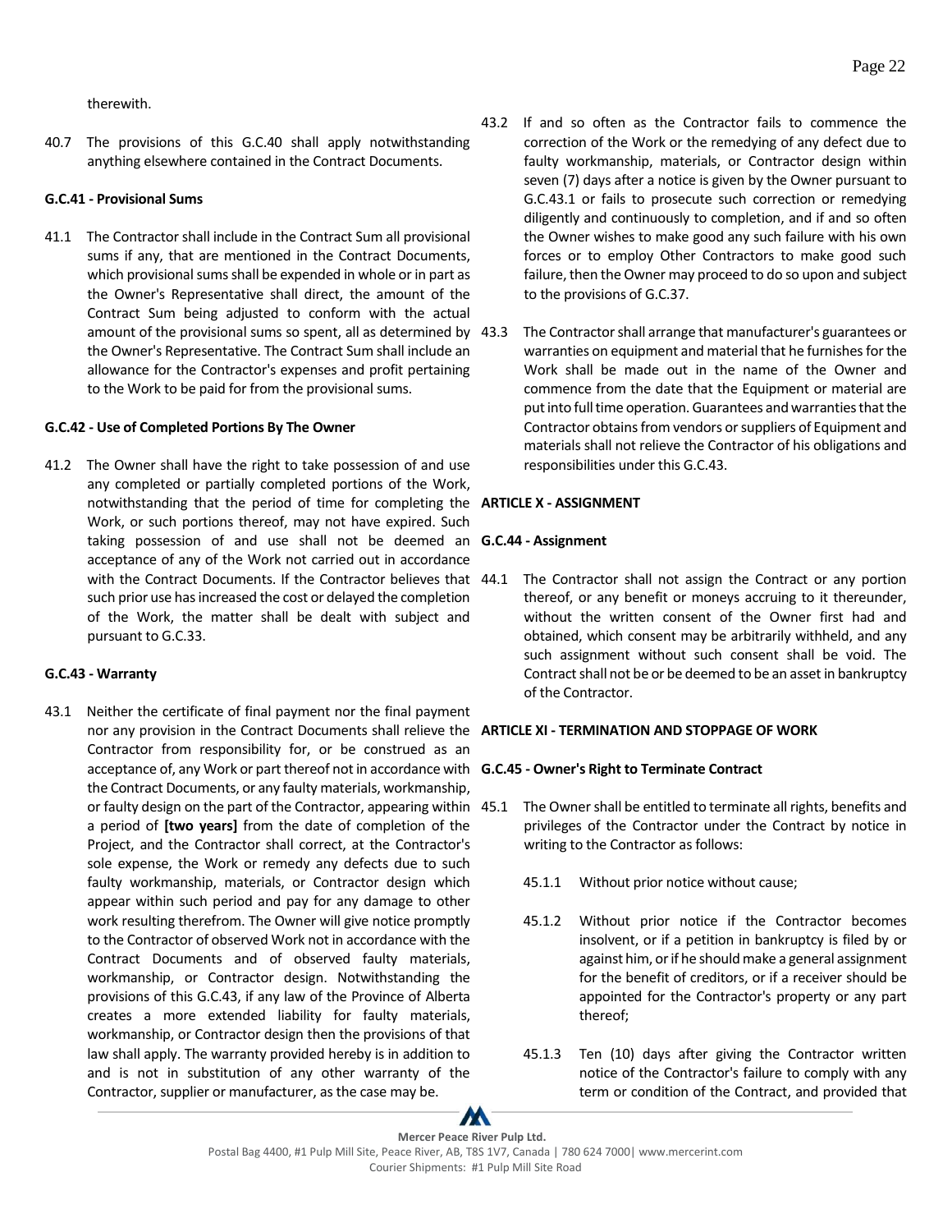therewith.

40.7 The provisions of this G.C.40 shall apply notwithstanding anything elsewhere contained in the Contract Documents.

**G.C.41 - Provisional Sums**

41.1 The Contractor shall include in the Contract Sum all provisional sums if any, that are mentioned in the Contract Documents, which provisional sums shall be expended in whole or in part as the Owner's Representative shall direct, the amount of the Contract Sum being adjusted to conform with the actual amount of the provisional sums so spent, all as determined by the Owner's Representative. The Contract Sum shall include an allowance for the Contractor's expenses and profit pertaining to the Work to be paid for from the provisional sums.

**G.C.42 - Use of Completed Portions By The Owner**

41.2 The Owner shall have the right to take possession of and use any completed or partially completed portions of the Work, notwithstanding that the period of time for completing the Work, or such portions thereof, may not have expired. Such taking possession of and use shall not be deemed an acceptance of any of the Work not carried out in accordance with the Contract Documents. If the Contractor believes that such prior use has increased the cost or delayed the completion of the Work, the matter shall be dealt with subject and pursuant to G.C.33.

**G.C.43 - Warranty**

43.1 Neither the certificate of final payment nor the final payment nor any provision in the Contract Documents shall relieve the Contractor from responsibility for, or be construed as an acceptance of, any Work or part thereof not in accordance with the Contract Documents, or any faulty materials, workmanship, or faulty design on the part of the Contractor, appearing within a period of **[two years]** from the date of completion of the Project, and the Contractor shall correct, at the Contractor's sole expense, the Work or remedy any defects due to such faulty workmanship, materials, or Contractor design which appear within such period and pay for any damage to other work resulting therefrom. The Owner will give notice promptly to the Contractor of observed Work not in accordance with the Contract Documents and of observed faulty materials, workmanship, or Contractor design. Notwithstanding the provisions of this G.C.43, if any law of the Province of Alberta creates a more extended liability for faulty materials, workmanship, or Contractor design then the provisions of that law shall apply. The warranty provided hereby is in addition to and is not in substitution of any other warranty of the Contractor, supplier or manufacturer, as the case may be.

43.2 If and so often as the Contractor fails to commence the correction of the Work or the remedying of any defect due to faulty workmanship, materials, or Contractor design within seven (7) days after a notice is given by the Owner pursuant to G.C.43.1 or fails to prosecute such correction or remedying diligently and continuously to completion, and if and so often the Owner wishes to make good any such failure with his own forces or to employ Other Contractors to make good such failure, then the Owner may proceed to do so upon and subject to the provisions of G.C.37.

43.3 The Contractor shall arrange that manufacturer's guarantees or warranties on equipment and material that he furnishes for the Work shall be made out in the name of the Owner and commence from the date that the Equipment or material are put into full time operation. Guarantees and warranties that the Contractor obtains from vendors or suppliers of Equipment and materials shall not relieve the Contractor of his obligations and responsibilities under this G.C.43.

**ARTICLE X - ASSIGNMENT**

**G.C.44 - Assignment**

44.1 The Contractor shall not assign the Contract or any portion thereof, or any benefit or moneys accruing to it thereunder, without the written consent of the Owner first had and obtained, which consent may be arbitrarily withheld, and any such assignment without such consent shall be void. The Contract shall not be or be deemed to be an asset in bankruptcy of the Contractor.

**ARTICLE XI - TERMINATION AND STOPPAGE OF WORK**

**G.C.45 - Owner's Right to Terminate Contract**

45.1 The Owner shall be entitled to terminate all rights, benefits and privileges of the Contractor under the Contract by notice in writing to the Contractor as follows:

45.1.1 Without prior notice without cause;

45.1.2 Without prior notice if the Contractor becomes insolvent, or if a petition in bankruptcy is filed by or against him, or if he should make a general assignment for the benefit of creditors, or if a receiver should be appointed for the Contractor's property or any part thereof;

45.1.3 Ten (10) days after giving the Contractor written notice of the Contractor's failure to comply with any term or condition of the Contract, and provided that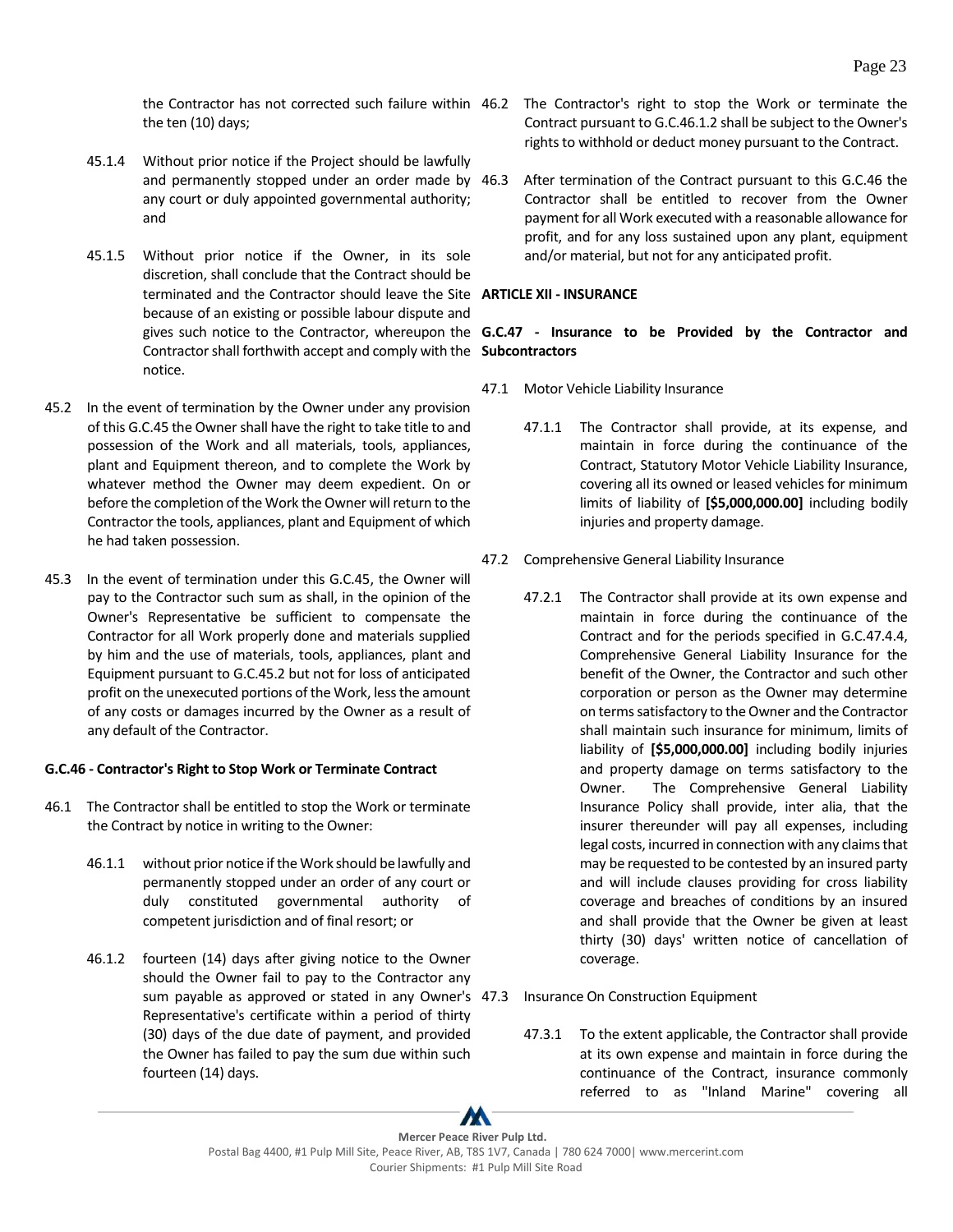the Contractor has not corrected such failure within the ten (10) days;

45.1.4 Without prior notice if the Project should be lawfully and permanently stopped under an order made by any court or duly appointed governmental authority; and

45.1.5 Without prior notice if the Owner, in its sole discretion, shall conclude that the Contract should be terminated and the Contractor should leave the Site because of an existing or possible labour dispute and gives such notice to the Contractor, whereupon the Contractor shall forthwith accept and comply with the notice.

45.2 In the event of termination by the Owner under any provision of this G.C.45 the Owner shall have the right to take title to and possession of the Work and all materials, tools, appliances, plant and Equipment thereon, and to complete the Work by whatever method the Owner may deem expedient. On or before the completion of the Work the Owner will return to the Contractor the tools, appliances, plant and Equipment of which he had taken possession.

45.3 In the event of termination under this G.C.45, the Owner will pay to the Contractor such sum as shall, in the opinion of the Owner's Representative be sufficient to compensate the Contractor for all Work properly done and materials supplied by him and the use of materials, tools, appliances, plant and Equipment pursuant to G.C.45.2 but not for loss of anticipated profit on the unexecuted portions of the Work, less the amount of any costs or damages incurred by the Owner as a result of any default of the Contractor.

**G.C.46 - Contractor's Right to Stop Work or Terminate Contract**

46.1 The Contractor shall be entitled to stop the Work or terminate the Contract by notice in writing to the Owner:

46.1.1 without prior notice if the Work should be lawfully and permanently stopped under an order of any court or duly constituted governmental authority of competent jurisdiction and of final resort; or

46.1.2 fourteen (14) days after giving notice to the Owner should the Owner fail to pay to the Contractor any sum payable as approved or stated in any Owner's Representative's certificate within a period of thirty (30) days of the due date of payment, and provided the Owner has failed to pay the sum due within such fourteen (14) days.

46.2 The Contractor's right to stop the Work or terminate the Contract pursuant to G.C.46.1.2 shall be subject to the Owner's rights to withhold or deduct money pursuant to the Contract.

46.3 After termination of the Contract pursuant to this G.C.46 the Contractor shall be entitled to recover from the Owner payment for all Work executed with a reasonable allowance for profit, and for any loss sustained upon any plant, equipment and/or material, but not for any anticipated profit.

**ARTICLE XII - INSURANCE**

**G.C.47 - Insurance to be Provided by the Contractor and Subcontractors**

47.1 Motor Vehicle Liability Insurance

47.1.1 The Contractor shall provide, at its expense, and maintain in force during the continuance of the Contract, Statutory Motor Vehicle Liability Insurance, covering all its owned or leased vehicles for minimum limits of liability of **[$5,000,000.00]** including bodily injuries and property damage.

47.2 Comprehensive General Liability Insurance

47.2.1 The Contractor shall provide at its own expense and maintain in force during the continuance of the Contract and for the periods specified in G.C.47.4.4, Comprehensive General Liability Insurance for the benefit of the Owner, the Contractor and such other corporation or person as the Owner may determine on terms satisfactory to the Owner and the Contractor shall maintain such insurance for minimum, limits of liability of **[$5,000,000.00]** including bodily injuries and property damage on terms satisfactory to the Owner. The Comprehensive General Liability Insurance Policy shall provide, inter alia, that the insurer thereunder will pay all expenses, including legal costs, incurred in connection with any claims that may be requested to be contested by an insured party and will include clauses providing for cross liability coverage and breaches of conditions by an insured and shall provide that the Owner be given at least thirty (30) days' written notice of cancellation of coverage.

47.3 Insurance On Construction Equipment

47.3.1 To the extent applicable, the Contractor shall provide at its own expense and maintain in force during the continuance of the Contract, insurance commonly referred to as "Inland Marine" covering all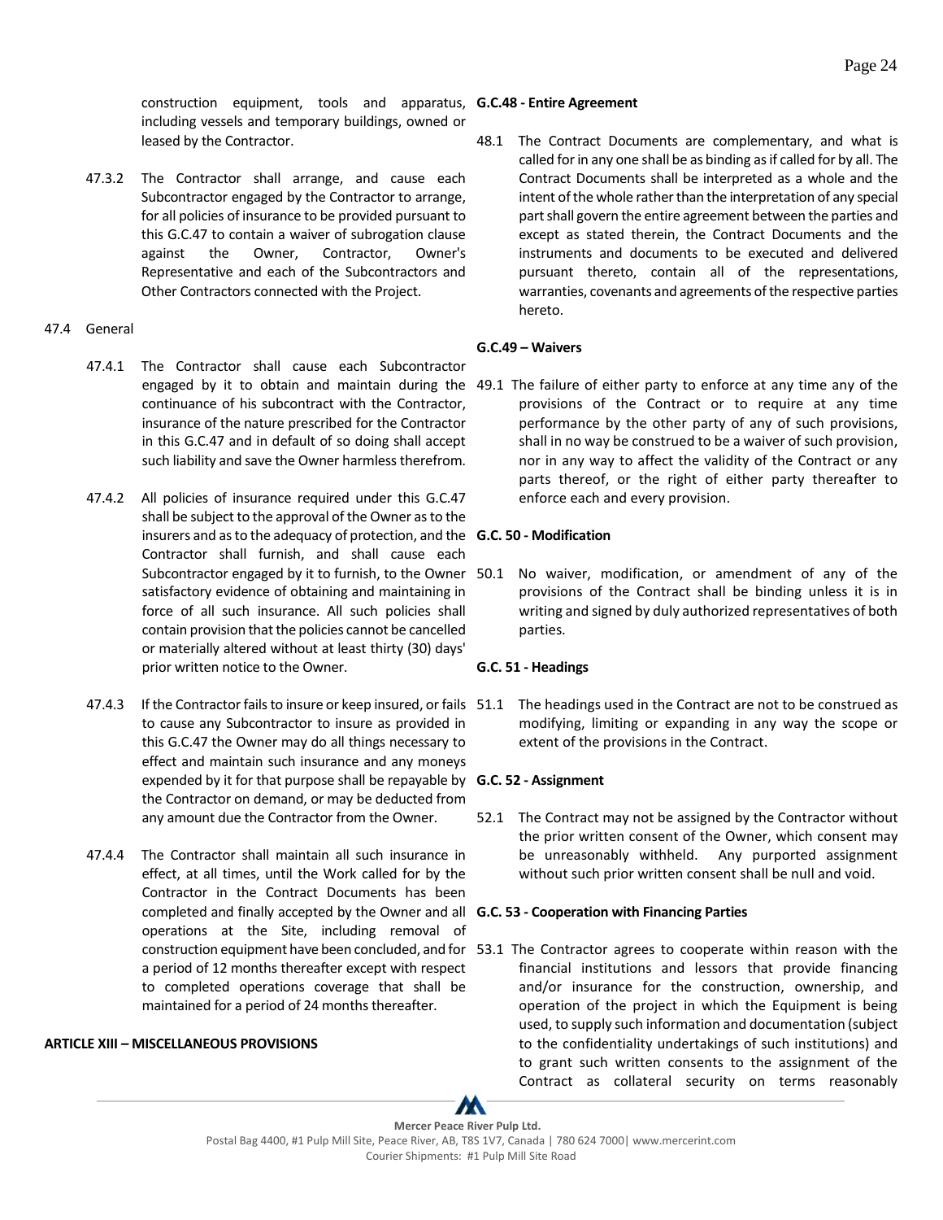construction equipment, tools and apparatus, including vessels and temporary buildings, owned or leased by the Contractor.

47.3.2 The Contractor shall arrange, and cause each Subcontractor engaged by the Contractor to arrange, for all policies of insurance to be provided pursuant to this G.C.47 to contain a waiver of subrogation clause against the Owner, Contractor, Owner's Representative and each of the Subcontractors and Other Contractors connected with the Project.

47.4 General

47.4.1 The Contractor shall cause each Subcontractor engaged by it to obtain and maintain during the continuance of his subcontract with the Contractor, insurance of the nature prescribed for the Contractor in this G.C.47 and in default of so doing shall accept such liability and save the Owner harmless therefrom.

47.4.2 All policies of insurance required under this G.C.47 shall be subject to the approval of the Owner as to the insurers and as to the adequacy of protection, and the Contractor shall furnish, and shall cause each Subcontractor engaged by it to furnish, to the Owner satisfactory evidence of obtaining and maintaining in force of all such insurance. All such policies shall contain provision that the policies cannot be cancelled or materially altered without at least thirty (30) days' prior written notice to the Owner.

47.4.3 If the Contractor fails to insure or keep insured, or fails to cause any Subcontractor to insure as provided in this G.C.47 the Owner may do all things necessary to effect and maintain such insurance and any moneys expended by it for that purpose shall be repayable by the Contractor on demand, or may be deducted from any amount due the Contractor from the Owner.

47.4.4 The Contractor shall maintain all such insurance in effect, at all times, until the Work called for by the Contractor in the Contract Documents has been completed and finally accepted by the Owner and all operations at the Site, including removal of construction equipment have been concluded, and for a period of 12 months thereafter except with respect to completed operations coverage that shall be maintained for a period of 24 months thereafter.

## ARTICLE XIII – MISCELLANEOUS PROVISIONS

**G.C.48 - Entire Agreement**

48.1 The Contract Documents are complementary, and what is called for in any one shall be as binding as if called for by all. The Contract Documents shall be interpreted as a whole and the intent of the whole rather than the interpretation of any special part shall govern the entire agreement between the parties and except as stated therein, the Contract Documents and the instruments and documents to be executed and delivered pursuant thereto, contain all of the representations, warranties, covenants and agreements of the respective parties hereto.

**G.C.49 – Waivers**

49.1 The failure of either party to enforce at any time any of the provisions of the Contract or to require at any time performance by the other party of any of such provisions, shall in no way be construed to be a waiver of such provision, nor in any way to affect the validity of the Contract or any parts thereof, or the right of either party thereafter to enforce each and every provision.

**G.C. 50 - Modification**

50.1 No waiver, modification, or amendment of any of the provisions of the Contract shall be binding unless it is in writing and signed by duly authorized representatives of both parties.

**G.C. 51 - Headings**

51.1 The headings used in the Contract are not to be construed as modifying, limiting or expanding in any way the scope or extent of the provisions in the Contract.

**G.C. 52 - Assignment**

52.1 The Contract may not be assigned by the Contractor without the prior written consent of the Owner, which consent may be unreasonably withheld. Any purported assignment without such prior written consent shall be null and void.

**G.C. 53 - Cooperation with Financing Parties**

53.1 The Contractor agrees to cooperate within reason with the financial institutions and lessors that provide financing and/or insurance for the construction, ownership, and operation of the project in which the Equipment is being used, to supply such information and documentation (subject to the confidentiality undertakings of such institutions) and to grant such written consents to the assignment of the Contract as collateral security on terms reasonably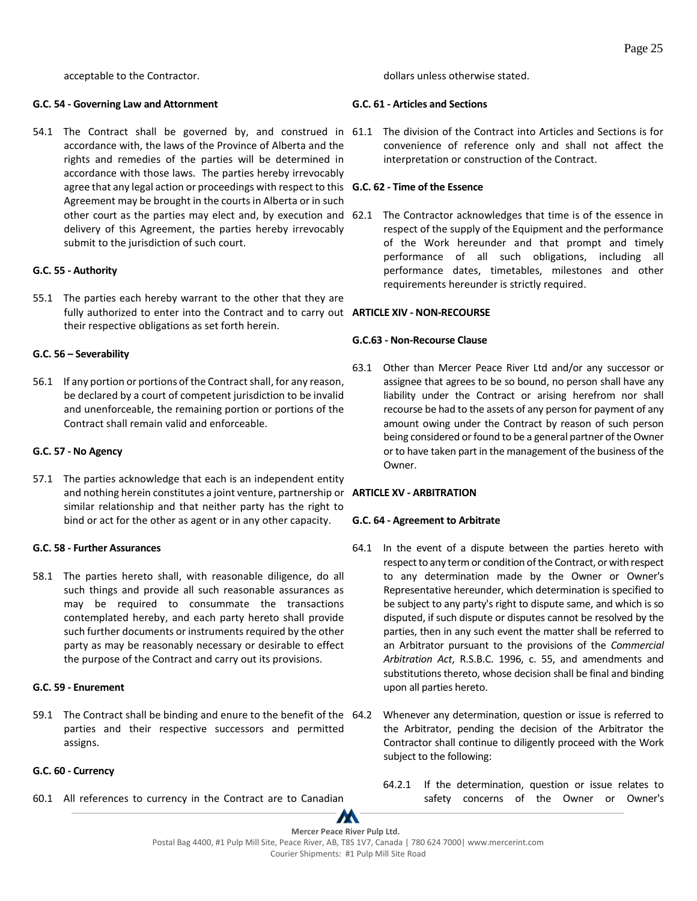acceptable to the Contractor.

**G.C. 54 - Governing Law and Attornment**

54.1 The Contract shall be governed by, and construed in accordance with, the laws of the Province of Alberta and the rights and remedies of the parties will be determined in accordance with those laws. The parties hereby irrevocably agree that any legal action or proceedings with respect to this Agreement may be brought in the courts in Alberta or in such other court as the parties may elect and, by execution and delivery of this Agreement, the parties hereby irrevocably submit to the jurisdiction of such court.

**G.C. 55 - Authority**

55.1 The parties each hereby warrant to the other that they are fully authorized to enter into the Contract and to carry out their respective obligations as set forth herein.

**G.C. 56 – Severability**

56.1 If any portion or portions of the Contract shall, for any reason, be declared by a court of competent jurisdiction to be invalid and unenforceable, the remaining portion or portions of the Contract shall remain valid and enforceable.

**G.C. 57 - No Agency**

57.1 The parties acknowledge that each is an independent entity and nothing herein constitutes a joint venture, partnership or similar relationship and that neither party has the right to bind or act for the other as agent or in any other capacity.

**G.C. 58 - Further Assurances**

58.1 The parties hereto shall, with reasonable diligence, do all such things and provide all such reasonable assurances as may be required to consummate the transactions contemplated hereby, and each party hereto shall provide such further documents or instruments required by the other party as may be reasonably necessary or desirable to effect the purpose of the Contract and carry out its provisions.

**G.C. 59 - Enurement**

59.1 The Contract shall be binding and enure to the benefit of the parties and their respective successors and permitted assigns.

**G.C. 60 - Currency**

60.1 All references to currency in the Contract are to Canadian dollars unless otherwise stated.

**G.C. 61 - Articles and Sections**

61.1 The division of the Contract into Articles and Sections is for convenience of reference only and shall not affect the interpretation or construction of the Contract.

**G.C. 62 - Time of the Essence**

62.1 The Contractor acknowledges that time is of the essence in respect of the supply of the Equipment and the performance of the Work hereunder and that prompt and timely performance of all such obligations, including all performance dates, timetables, milestones and other requirements hereunder is strictly required.

**ARTICLE XIV - NON-RECOURSE**

**G.C.63 - Non-Recourse Clause**

63.1 Other than Mercer Peace River Ltd and/or any successor or assignee that agrees to be so bound, no person shall have any liability under the Contract or arising herefrom nor shall recourse be had to the assets of any person for payment of any amount owing under the Contract by reason of such person being considered or found to be a general partner of the Owner or to have taken part in the management of the business of the Owner.

**ARTICLE XV - ARBITRATION**

**G.C. 64 - Agreement to Arbitrate**

64.1 In the event of a dispute between the parties hereto with respect to any term or condition of the Contract, or with respect to any determination made by the Owner or Owner's Representative hereunder, which determination is specified to be subject to any party's right to dispute same, and which is so disputed, if such dispute or disputes cannot be resolved by the parties, then in any such event the matter shall be referred to an Arbitrator pursuant to the provisions of the *Commercial Arbitration Act*, R.S.B.C. 1996, c. 55, and amendments and substitutions thereto, whose decision shall be final and binding upon all parties hereto.

64.2 Whenever any determination, question or issue is referred to the Arbitrator, pending the decision of the Arbitrator the Contractor shall continue to diligently proceed with the Work subject to the following:

64.2.1 If the determination, question or issue relates to safety concerns of the Owner or Owner's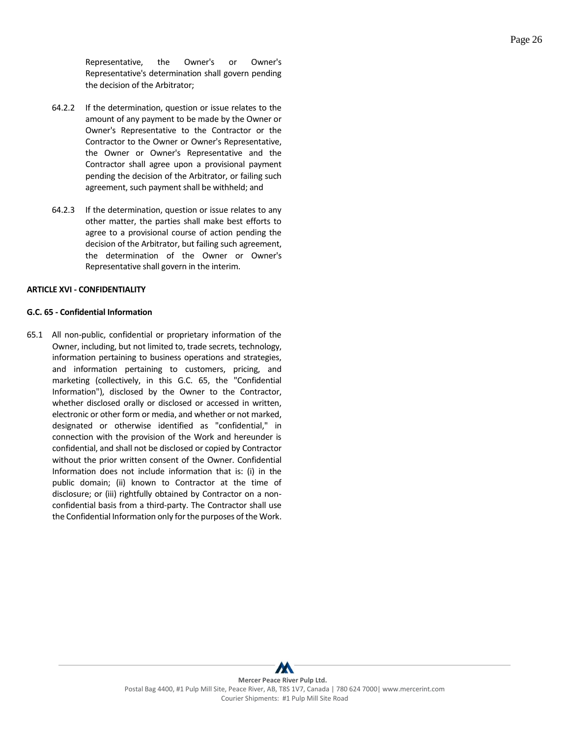Representative, the Owner's or Owner's Representative's determination shall govern pending the decision of the Arbitrator;

64.2.2 If the determination, question or issue relates to the amount of any payment to be made by the Owner or Owner's Representative to the Contractor or the Contractor to the Owner or Owner's Representative, the Owner or Owner's Representative and the Contractor shall agree upon a provisional payment pending the decision of the Arbitrator, or failing such agreement, such payment shall be withheld; and

64.2.3 If the determination, question or issue relates to any other matter, the parties shall make best efforts to agree to a provisional course of action pending the decision of the Arbitrator, but failing such agreement, the determination of the Owner or Owner's Representative shall govern in the interim.

**ARTICLE XVI - CONFIDENTIALITY**

**G.C. 65 - Confidential Information**

65.1 All non-public, confidential or proprietary information of the Owner, including, but not limited to, trade secrets, technology, information pertaining to business operations and strategies, and information pertaining to customers, pricing, and marketing (collectively, in this G.C. 65, the "Confidential Information"), disclosed by the Owner to the Contractor, whether disclosed orally or disclosed or accessed in written, electronic or other form or media, and whether or not marked, designated or otherwise identified as "confidential," in connection with the provision of the Work and hereunder is confidential, and shall not be disclosed or copied by Contractor without the prior written consent of the Owner. Confidential Information does not include information that is: (i) in the public domain; (ii) known to Contractor at the time of disclosure; or (iii) rightfully obtained by Contractor on a non-confidential basis from a third-party. The Contractor shall use the Confidential Information only for the purposes of the Work.